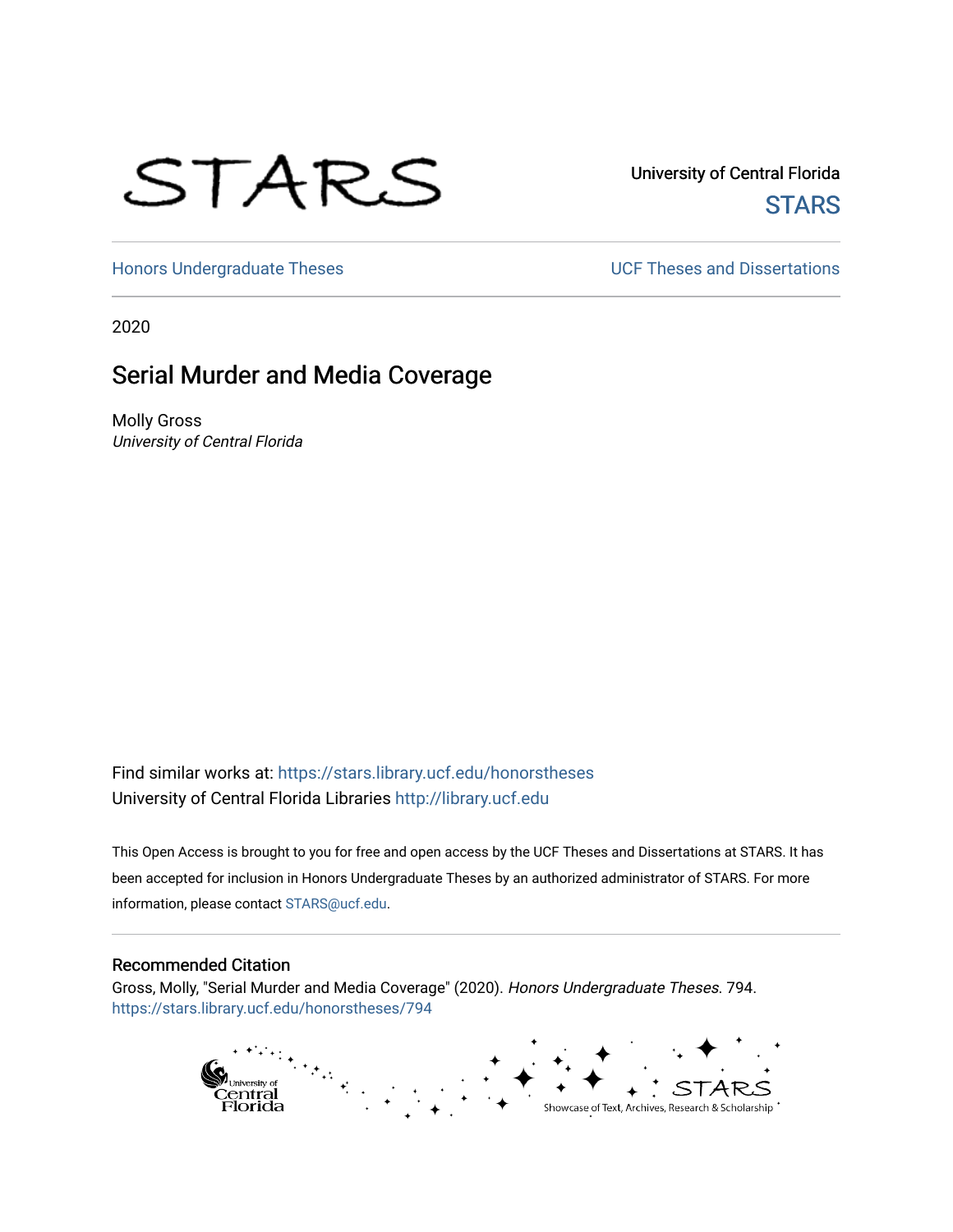STARS

University of Central Florida
STARS

Honors Undergraduate Theses

UCF Theses and Dissertations

2020

# Serial Murder and Media Coverage

Molly Gross
*University of Central Florida*

Find similar works at: https://stars.library.ucf.edu/honorstheses
University of Central Florida Libraries http://library.ucf.edu

This Open Access is brought to you for free and open access by the UCF Theses and Dissertations at STARS. It has been accepted for inclusion in Honors Undergraduate Theses by an authorized administrator of STARS. For more information, please contact STARS@ucf.edu.

## Recommended Citation

Gross, Molly, "Serial Murder and Media Coverage" (2020). *Honors Undergraduate Theses*. 794.
https://stars.library.ucf.edu/honorstheses/794

University of Central Florida

STARS
Showcase of Text, Archives, Research & Scholarship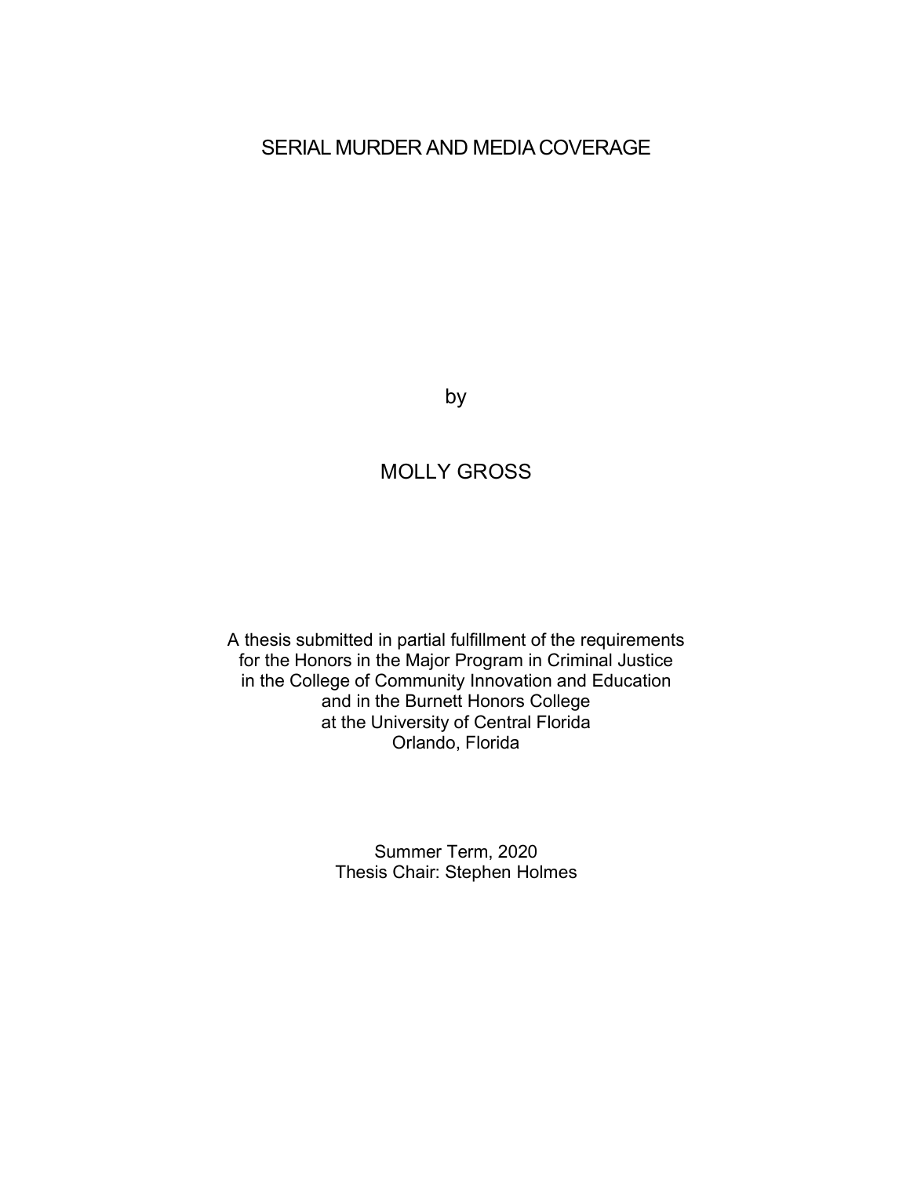# SERIAL MURDER AND MEDIA COVERAGE

by

MOLLY GROSS

A thesis submitted in partial fulfillment of the requirements
for the Honors in the Major Program in Criminal Justice
in the College of Community Innovation and Education
and in the Burnett Honors College
at the University of Central Florida
Orlando, Florida

Summer Term, 2020
Thesis Chair: Stephen Holmes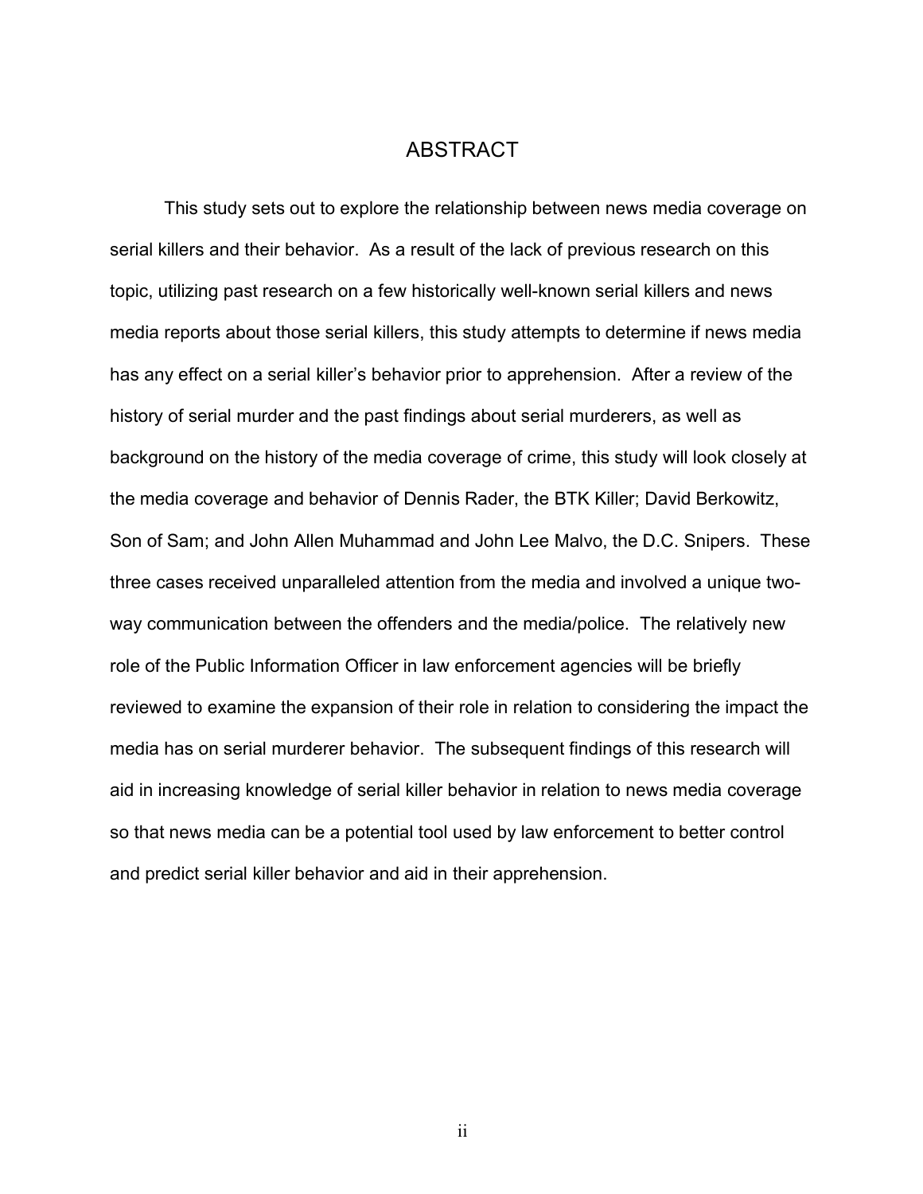# ABSTRACT

This study sets out to explore the relationship between news media coverage on serial killers and their behavior. As a result of the lack of previous research on this topic, utilizing past research on a few historically well-known serial killers and news media reports about those serial killers, this study attempts to determine if news media has any effect on a serial killer's behavior prior to apprehension. After a review of the history of serial murder and the past findings about serial murderers, as well as background on the history of the media coverage of crime, this study will look closely at the media coverage and behavior of Dennis Rader, the BTK Killer; David Berkowitz, Son of Sam; and John Allen Muhammad and John Lee Malvo, the D.C. Snipers. These three cases received unparalleled attention from the media and involved a unique two-way communication between the offenders and the media/police. The relatively new role of the Public Information Officer in law enforcement agencies will be briefly reviewed to examine the expansion of their role in relation to considering the impact the media has on serial murderer behavior. The subsequent findings of this research will aid in increasing knowledge of serial killer behavior in relation to news media coverage so that news media can be a potential tool used by law enforcement to better control and predict serial killer behavior and aid in their apprehension.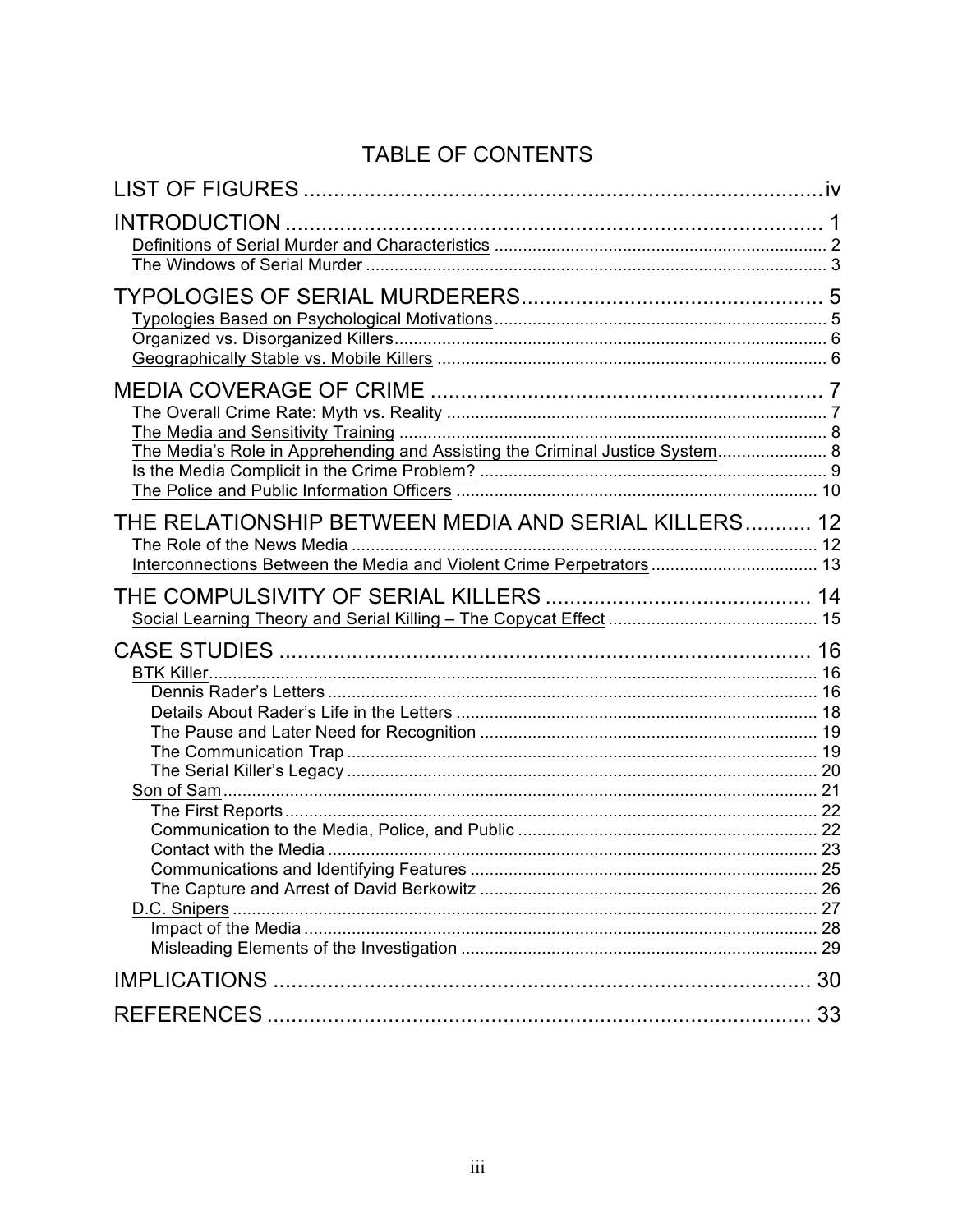# TABLE OF CONTENTS

LIST OF FIGURES ........................................................................................ iv

INTRODUCTION ........................................................................................... 1
- Definitions of Serial Murder and Characteristics ........................................ 2
- The Windows of Serial Murder .................................................................. 3

TYPOLOGIES OF SERIAL MURDERERS................................................... 5
- Typologies Based on Psychological Motivations ........................................ 5
- Organized vs. Disorganized Killers ............................................................. 6
- Geographically Stable vs. Mobile Killers .................................................... 6

MEDIA COVERAGE OF CRIME .................................................................. 7
- The Overall Crime Rate: Myth vs. Reality .................................................. 7
- The Media and Sensitivity Training ............................................................ 8
- The Media's Role in Apprehending and Assisting the Criminal Justice System ........ 8
- Is the Media Complicit in the Crime Problem? ............................................ 9
- The Police and Public Information Officers ............................................... 10

THE RELATIONSHIP BETWEEN MEDIA AND SERIAL KILLERS ........... 12
- The Role of the News Media ..................................................................... 12
- Interconnections Between the Media and Violent Crime Perpetrators ...... 13

THE COMPULSIVITY OF SERIAL KILLERS ............................................. 14
- Social Learning Theory and Serial Killing – The Copycat Effect ............... 15

CASE STUDIES .......................................................................................... 16
- BTK Killer ................................................................................................. 16
  - Dennis Rader's Letters ....................................................................... 16
  - Details About Rader's Life in the Letters ............................................ 18
  - The Pause and Later Need for Recognition ........................................ 19
  - The Communication Trap ................................................................... 19
  - The Serial Killer's Legacy ................................................................... 20
- Son of Sam ............................................................................................... 21
  - The First Reports ................................................................................ 22
  - Communication to the Media, Police, and Public ................................ 22
  - Contact with the Media ....................................................................... 23
  - Communications and Identifying Features .......................................... 25
  - The Capture and Arrest of David Berkowitz ........................................ 26
- D.C. Snipers ............................................................................................. 27
  - Impact of the Media ............................................................................ 28
  - Misleading Elements of the Investigation ............................................ 29

IMPLICATIONS ........................................................................................... 30

REFERENCES ............................................................................................ 33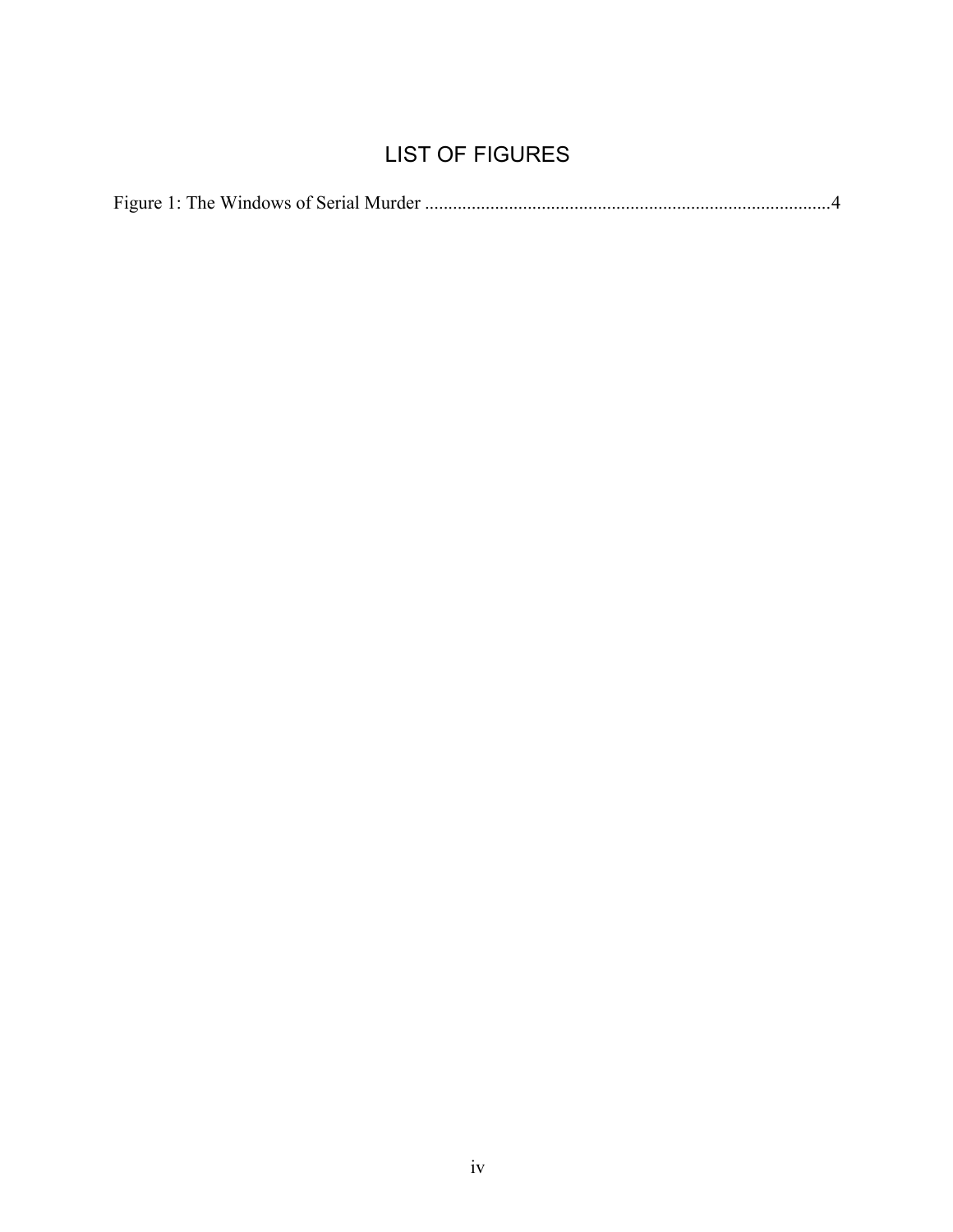# LIST OF FIGURES

Figure 1: The Windows of Serial Murder ........................................................................................4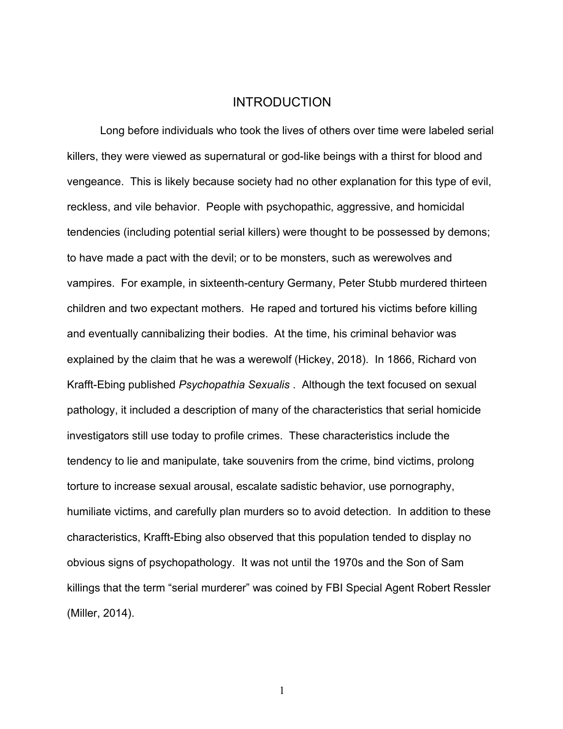# INTRODUCTION

Long before individuals who took the lives of others over time were labeled serial killers, they were viewed as supernatural or god-like beings with a thirst for blood and vengeance. This is likely because society had no other explanation for this type of evil, reckless, and vile behavior. People with psychopathic, aggressive, and homicidal tendencies (including potential serial killers) were thought to be possessed by demons; to have made a pact with the devil; or to be monsters, such as werewolves and vampires. For example, in sixteenth-century Germany, Peter Stubb murdered thirteen children and two expectant mothers. He raped and tortured his victims before killing and eventually cannibalizing their bodies. At the time, his criminal behavior was explained by the claim that he was a werewolf (Hickey, 2018). In 1866, Richard von Krafft-Ebing published *Psychopathia Sexualis* . Although the text focused on sexual pathology, it included a description of many of the characteristics that serial homicide investigators still use today to profile crimes. These characteristics include the tendency to lie and manipulate, take souvenirs from the crime, bind victims, prolong torture to increase sexual arousal, escalate sadistic behavior, use pornography, humiliate victims, and carefully plan murders so to avoid detection. In addition to these characteristics, Krafft-Ebing also observed that this population tended to display no obvious signs of psychopathology. It was not until the 1970s and the Son of Sam killings that the term "serial murderer" was coined by FBI Special Agent Robert Ressler (Miller, 2014).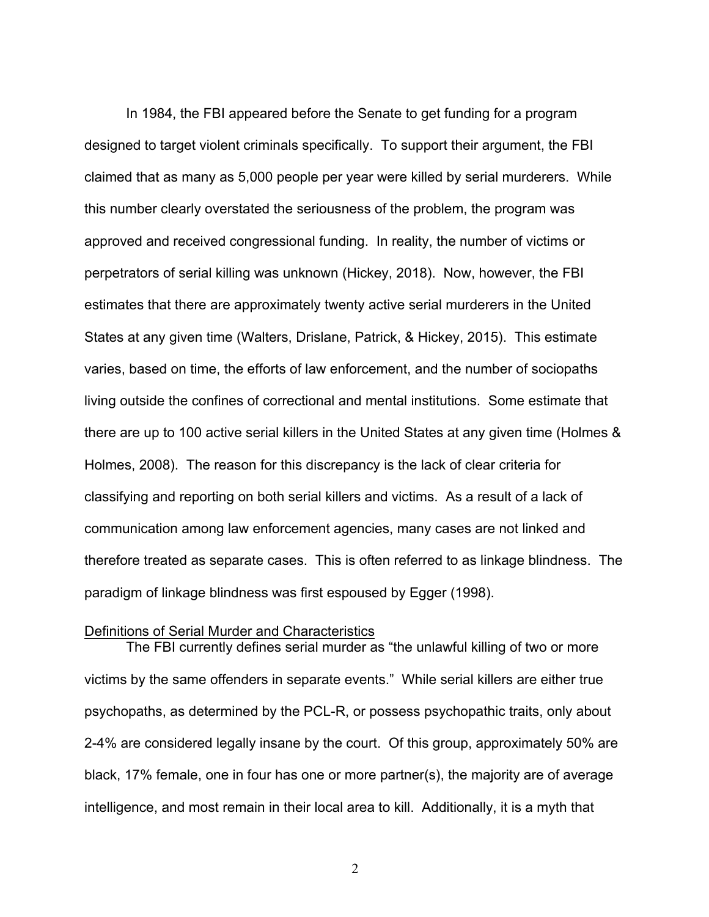In 1984, the FBI appeared before the Senate to get funding for a program designed to target violent criminals specifically. To support their argument, the FBI claimed that as many as 5,000 people per year were killed by serial murderers. While this number clearly overstated the seriousness of the problem, the program was approved and received congressional funding. In reality, the number of victims or perpetrators of serial killing was unknown (Hickey, 2018). Now, however, the FBI estimates that there are approximately twenty active serial murderers in the United States at any given time (Walters, Drislane, Patrick, & Hickey, 2015). This estimate varies, based on time, the efforts of law enforcement, and the number of sociopaths living outside the confines of correctional and mental institutions. Some estimate that there are up to 100 active serial killers in the United States at any given time (Holmes & Holmes, 2008). The reason for this discrepancy is the lack of clear criteria for classifying and reporting on both serial killers and victims. As a result of a lack of communication among law enforcement agencies, many cases are not linked and therefore treated as separate cases. This is often referred to as linkage blindness. The paradigm of linkage blindness was first espoused by Egger (1998).

<u>Definitions of Serial Murder and Characteristics</u>

The FBI currently defines serial murder as "the unlawful killing of two or more victims by the same offenders in separate events." While serial killers are either true psychopaths, as determined by the PCL-R, or possess psychopathic traits, only about 2-4% are considered legally insane by the court. Of this group, approximately 50% are black, 17% female, one in four has one or more partner(s), the majority are of average intelligence, and most remain in their local area to kill. Additionally, it is a myth that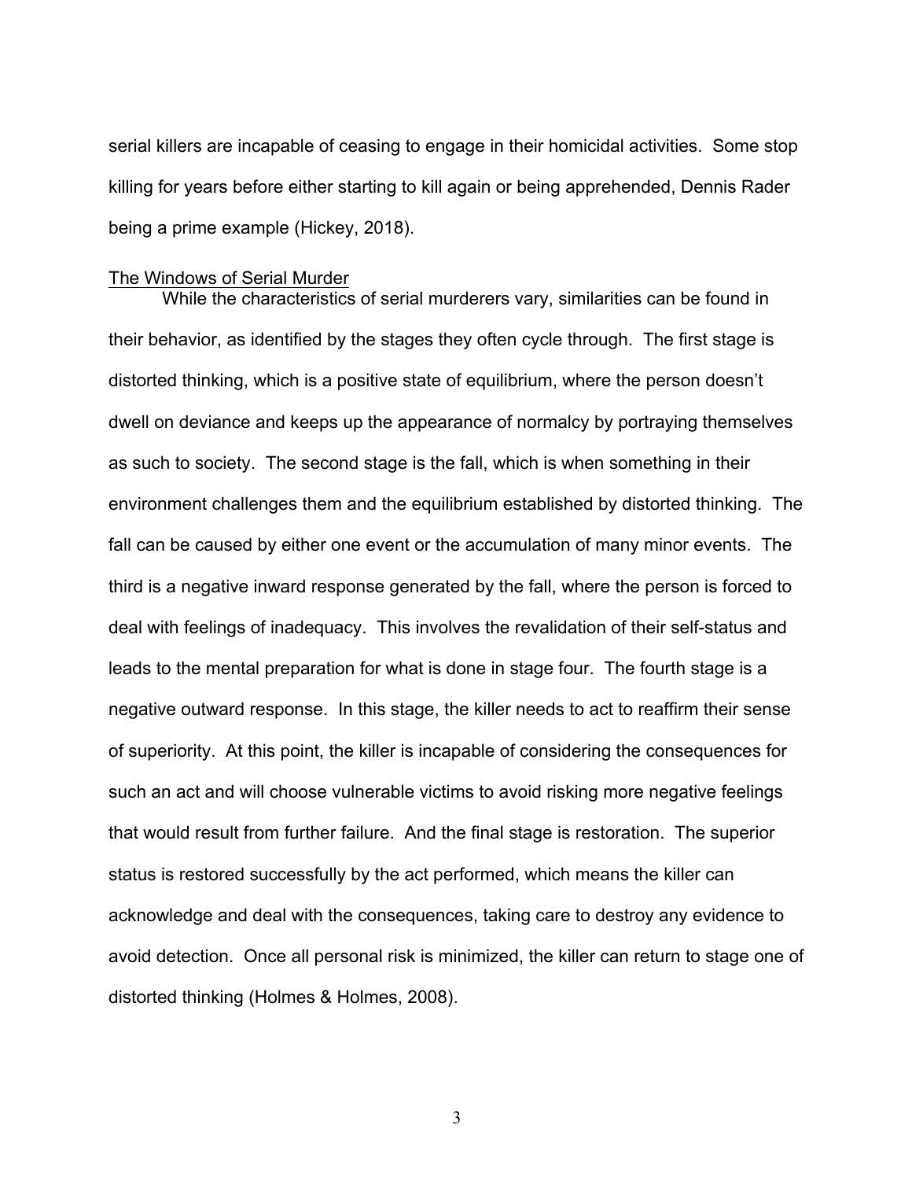serial killers are incapable of ceasing to engage in their homicidal activities. Some stop killing for years before either starting to kill again or being apprehended, Dennis Rader being a prime example (Hickey, 2018).

<u>The Windows of Serial Murder</u>

While the characteristics of serial murderers vary, similarities can be found in their behavior, as identified by the stages they often cycle through. The first stage is distorted thinking, which is a positive state of equilibrium, where the person doesn't dwell on deviance and keeps up the appearance of normalcy by portraying themselves as such to society. The second stage is the fall, which is when something in their environment challenges them and the equilibrium established by distorted thinking. The fall can be caused by either one event or the accumulation of many minor events. The third is a negative inward response generated by the fall, where the person is forced to deal with feelings of inadequacy. This involves the revalidation of their self-status and leads to the mental preparation for what is done in stage four. The fourth stage is a negative outward response. In this stage, the killer needs to act to reaffirm their sense of superiority. At this point, the killer is incapable of considering the consequences for such an act and will choose vulnerable victims to avoid risking more negative feelings that would result from further failure. And the final stage is restoration. The superior status is restored successfully by the act performed, which means the killer can acknowledge and deal with the consequences, taking care to destroy any evidence to avoid detection. Once all personal risk is minimized, the killer can return to stage one of distorted thinking (Holmes & Holmes, 2008).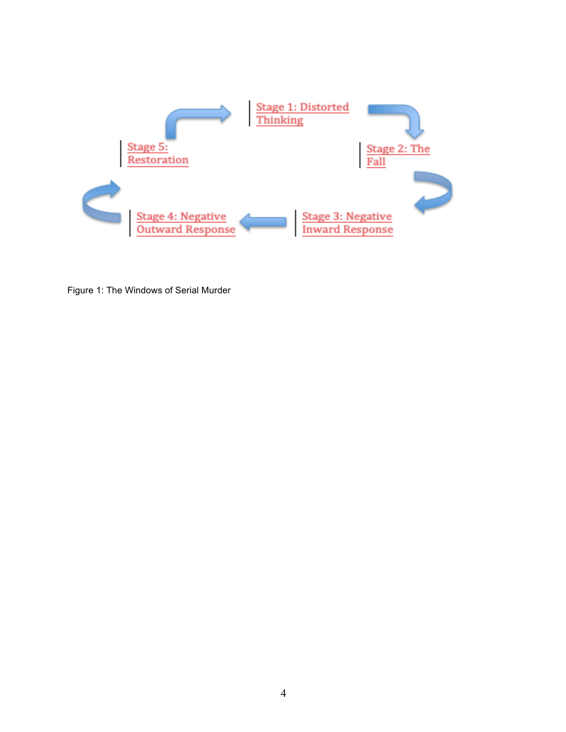Stage 1: Distorted Thinking

Stage 2: The Fall

Stage 3: Negative Inward Response

Stage 4: Negative Outward Response

Stage 5: Restoration

Figure 1: The Windows of Serial Murder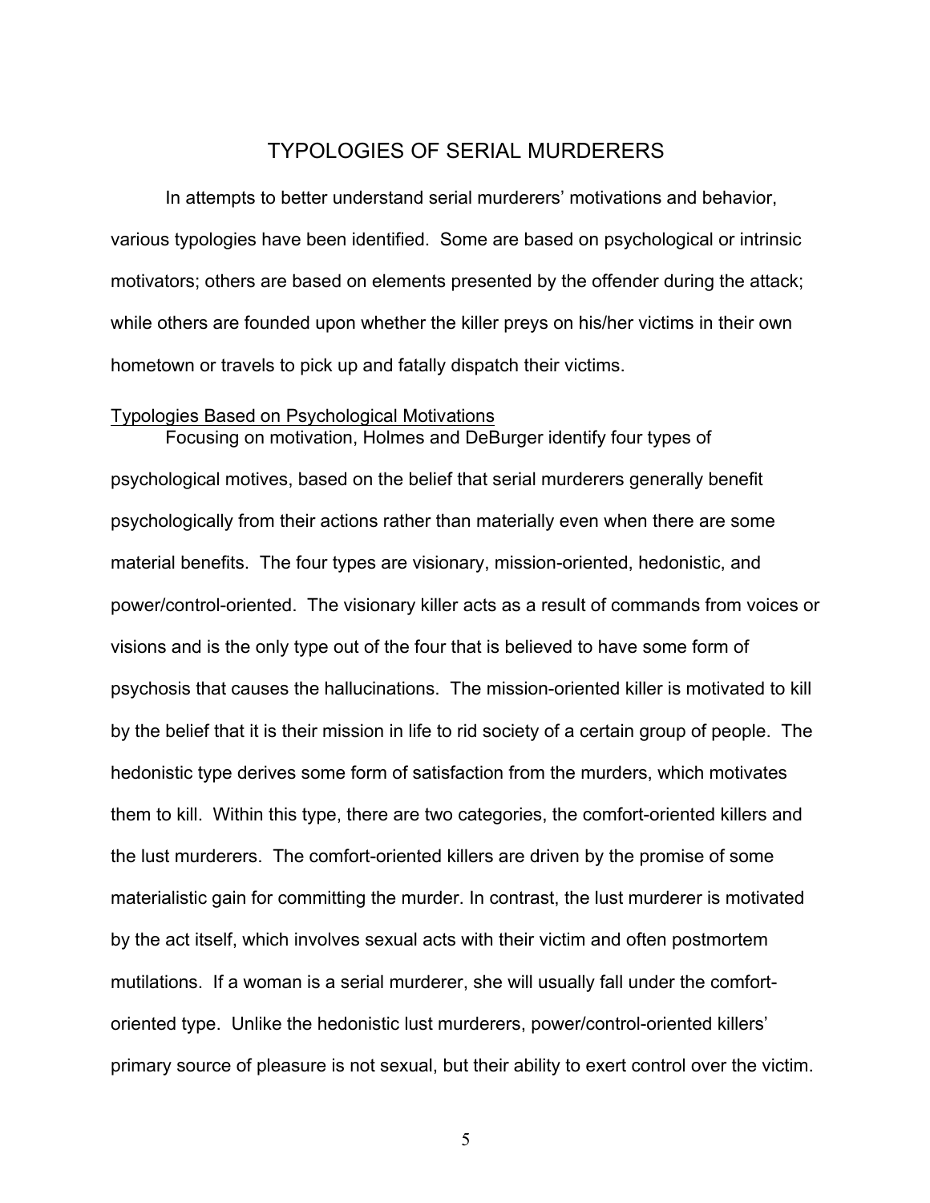# TYPOLOGIES OF SERIAL MURDERERS

In attempts to better understand serial murderers' motivations and behavior, various typologies have been identified. Some are based on psychological or intrinsic motivators; others are based on elements presented by the offender during the attack; while others are founded upon whether the killer preys on his/her victims in their own hometown or travels to pick up and fatally dispatch their victims.

## Typologies Based on Psychological Motivations

Focusing on motivation, Holmes and DeBurger identify four types of psychological motives, based on the belief that serial murderers generally benefit psychologically from their actions rather than materially even when there are some material benefits. The four types are visionary, mission-oriented, hedonistic, and power/control-oriented. The visionary killer acts as a result of commands from voices or visions and is the only type out of the four that is believed to have some form of psychosis that causes the hallucinations. The mission-oriented killer is motivated to kill by the belief that it is their mission in life to rid society of a certain group of people. The hedonistic type derives some form of satisfaction from the murders, which motivates them to kill. Within this type, there are two categories, the comfort-oriented killers and the lust murderers. The comfort-oriented killers are driven by the promise of some materialistic gain for committing the murder. In contrast, the lust murderer is motivated by the act itself, which involves sexual acts with their victim and often postmortem mutilations. If a woman is a serial murderer, she will usually fall under the comfort-oriented type. Unlike the hedonistic lust murderers, power/control-oriented killers' primary source of pleasure is not sexual, but their ability to exert control over the victim.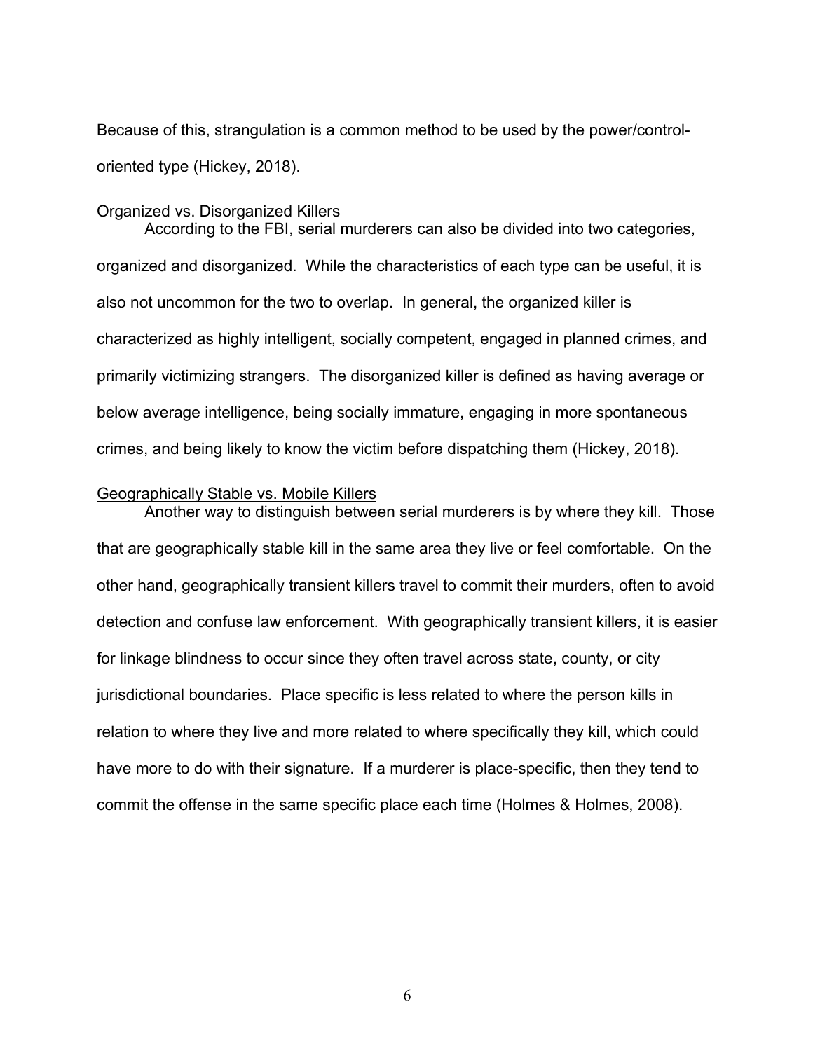Because of this, strangulation is a common method to be used by the power/control-oriented type (Hickey, 2018).

### Organized vs. Disorganized Killers

According to the FBI, serial murderers can also be divided into two categories, organized and disorganized. While the characteristics of each type can be useful, it is also not uncommon for the two to overlap. In general, the organized killer is characterized as highly intelligent, socially competent, engaged in planned crimes, and primarily victimizing strangers. The disorganized killer is defined as having average or below average intelligence, being socially immature, engaging in more spontaneous crimes, and being likely to know the victim before dispatching them (Hickey, 2018).

### Geographically Stable vs. Mobile Killers

Another way to distinguish between serial murderers is by where they kill. Those that are geographically stable kill in the same area they live or feel comfortable. On the other hand, geographically transient killers travel to commit their murders, often to avoid detection and confuse law enforcement. With geographically transient killers, it is easier for linkage blindness to occur since they often travel across state, county, or city jurisdictional boundaries. Place specific is less related to where the person kills in relation to where they live and more related to where specifically they kill, which could have more to do with their signature. If a murderer is place-specific, then they tend to commit the offense in the same specific place each time (Holmes & Holmes, 2008).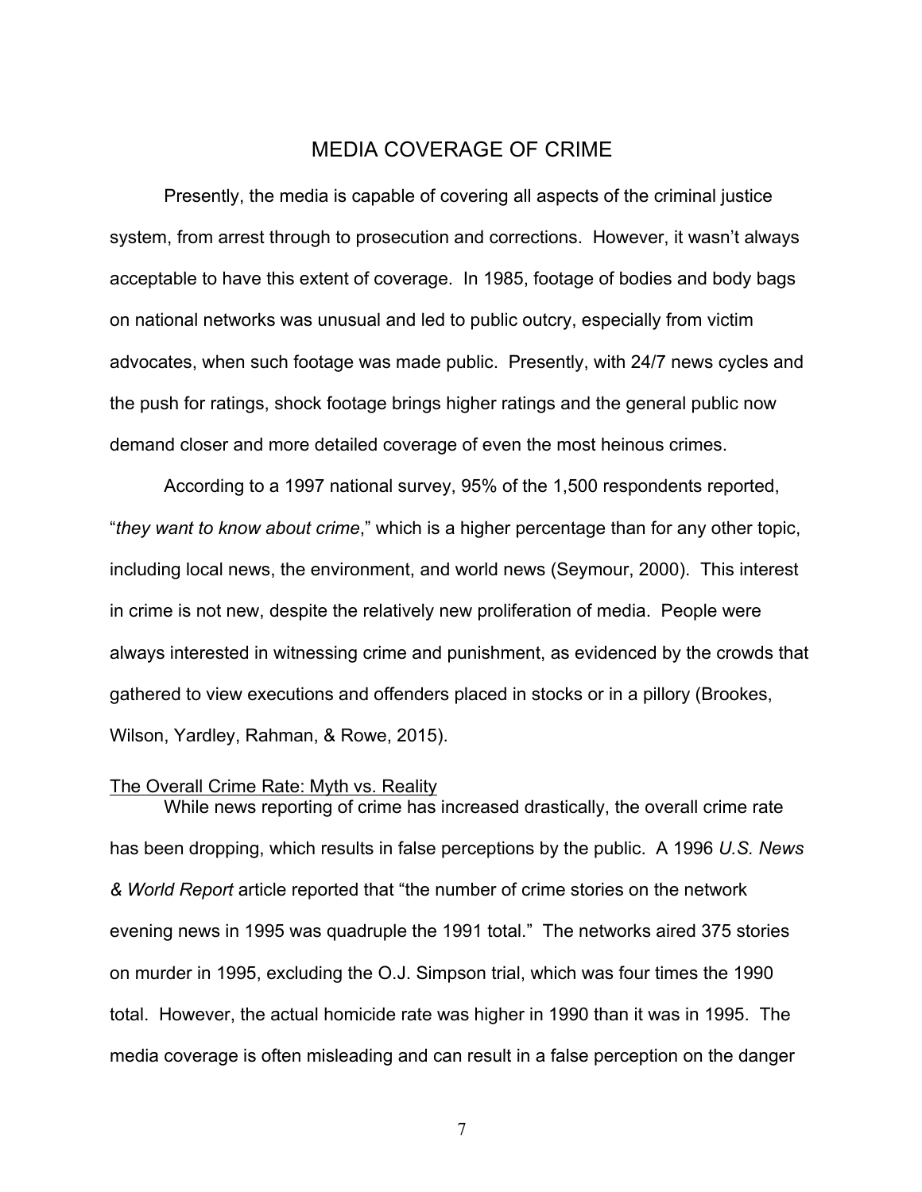## MEDIA COVERAGE OF CRIME

Presently, the media is capable of covering all aspects of the criminal justice system, from arrest through to prosecution and corrections. However, it wasn't always acceptable to have this extent of coverage. In 1985, footage of bodies and body bags on national networks was unusual and led to public outcry, especially from victim advocates, when such footage was made public. Presently, with 24/7 news cycles and the push for ratings, shock footage brings higher ratings and the general public now demand closer and more detailed coverage of even the most heinous crimes.

According to a 1997 national survey, 95% of the 1,500 respondents reported, "*they want to know about crime*," which is a higher percentage than for any other topic, including local news, the environment, and world news (Seymour, 2000). This interest in crime is not new, despite the relatively new proliferation of media. People were always interested in witnessing crime and punishment, as evidenced by the crowds that gathered to view executions and offenders placed in stocks or in a pillory (Brookes, Wilson, Yardley, Rahman, & Rowe, 2015).

### The Overall Crime Rate: Myth vs. Reality

While news reporting of crime has increased drastically, the overall crime rate has been dropping, which results in false perceptions by the public. A 1996 *U.S. News & World Report* article reported that "the number of crime stories on the network evening news in 1995 was quadruple the 1991 total." The networks aired 375 stories on murder in 1995, excluding the O.J. Simpson trial, which was four times the 1990 total. However, the actual homicide rate was higher in 1990 than it was in 1995. The media coverage is often misleading and can result in a false perception on the danger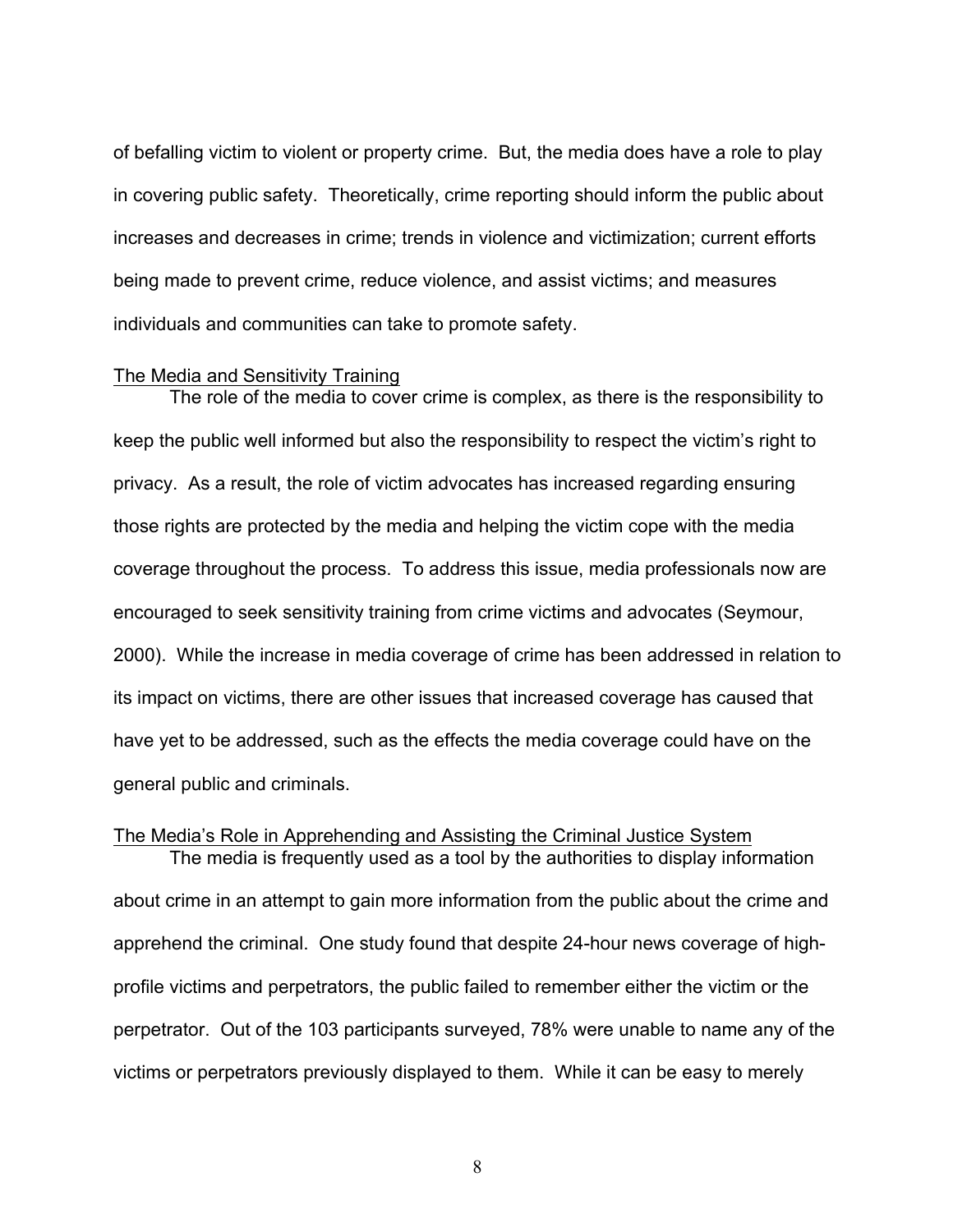of befalling victim to violent or property crime. But, the media does have a role to play in covering public safety. Theoretically, crime reporting should inform the public about increases and decreases in crime; trends in violence and victimization; current efforts being made to prevent crime, reduce violence, and assist victims; and measures individuals and communities can take to promote safety.

<u>The Media and Sensitivity Training</u>

The role of the media to cover crime is complex, as there is the responsibility to keep the public well informed but also the responsibility to respect the victim's right to privacy. As a result, the role of victim advocates has increased regarding ensuring those rights are protected by the media and helping the victim cope with the media coverage throughout the process. To address this issue, media professionals now are encouraged to seek sensitivity training from crime victims and advocates (Seymour, 2000). While the increase in media coverage of crime has been addressed in relation to its impact on victims, there are other issues that increased coverage has caused that have yet to be addressed, such as the effects the media coverage could have on the general public and criminals.

<u>The Media's Role in Apprehending and Assisting the Criminal Justice System</u>

The media is frequently used as a tool by the authorities to display information about crime in an attempt to gain more information from the public about the crime and apprehend the criminal. One study found that despite 24-hour news coverage of high-profile victims and perpetrators, the public failed to remember either the victim or the perpetrator. Out of the 103 participants surveyed, 78% were unable to name any of the victims or perpetrators previously displayed to them. While it can be easy to merely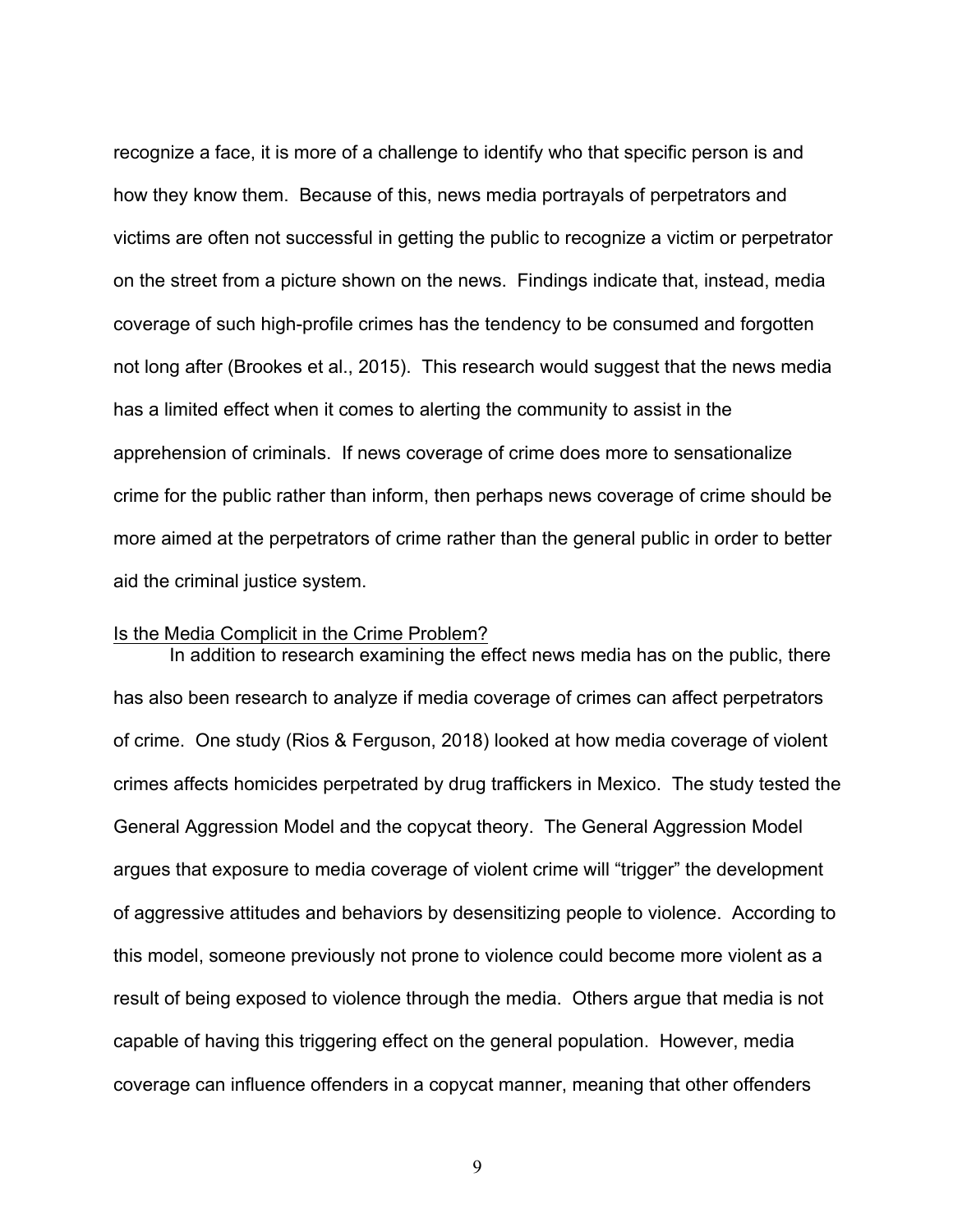recognize a face, it is more of a challenge to identify who that specific person is and how they know them. Because of this, news media portrayals of perpetrators and victims are often not successful in getting the public to recognize a victim or perpetrator on the street from a picture shown on the news. Findings indicate that, instead, media coverage of such high-profile crimes has the tendency to be consumed and forgotten not long after (Brookes et al., 2015). This research would suggest that the news media has a limited effect when it comes to alerting the community to assist in the apprehension of criminals. If news coverage of crime does more to sensationalize crime for the public rather than inform, then perhaps news coverage of crime should be more aimed at the perpetrators of crime rather than the general public in order to better aid the criminal justice system.

### Is the Media Complicit in the Crime Problem?

In addition to research examining the effect news media has on the public, there has also been research to analyze if media coverage of crimes can affect perpetrators of crime. One study (Rios & Ferguson, 2018) looked at how media coverage of violent crimes affects homicides perpetrated by drug traffickers in Mexico. The study tested the General Aggression Model and the copycat theory. The General Aggression Model argues that exposure to media coverage of violent crime will "trigger" the development of aggressive attitudes and behaviors by desensitizing people to violence. According to this model, someone previously not prone to violence could become more violent as a result of being exposed to violence through the media. Others argue that media is not capable of having this triggering effect on the general population. However, media coverage can influence offenders in a copycat manner, meaning that other offenders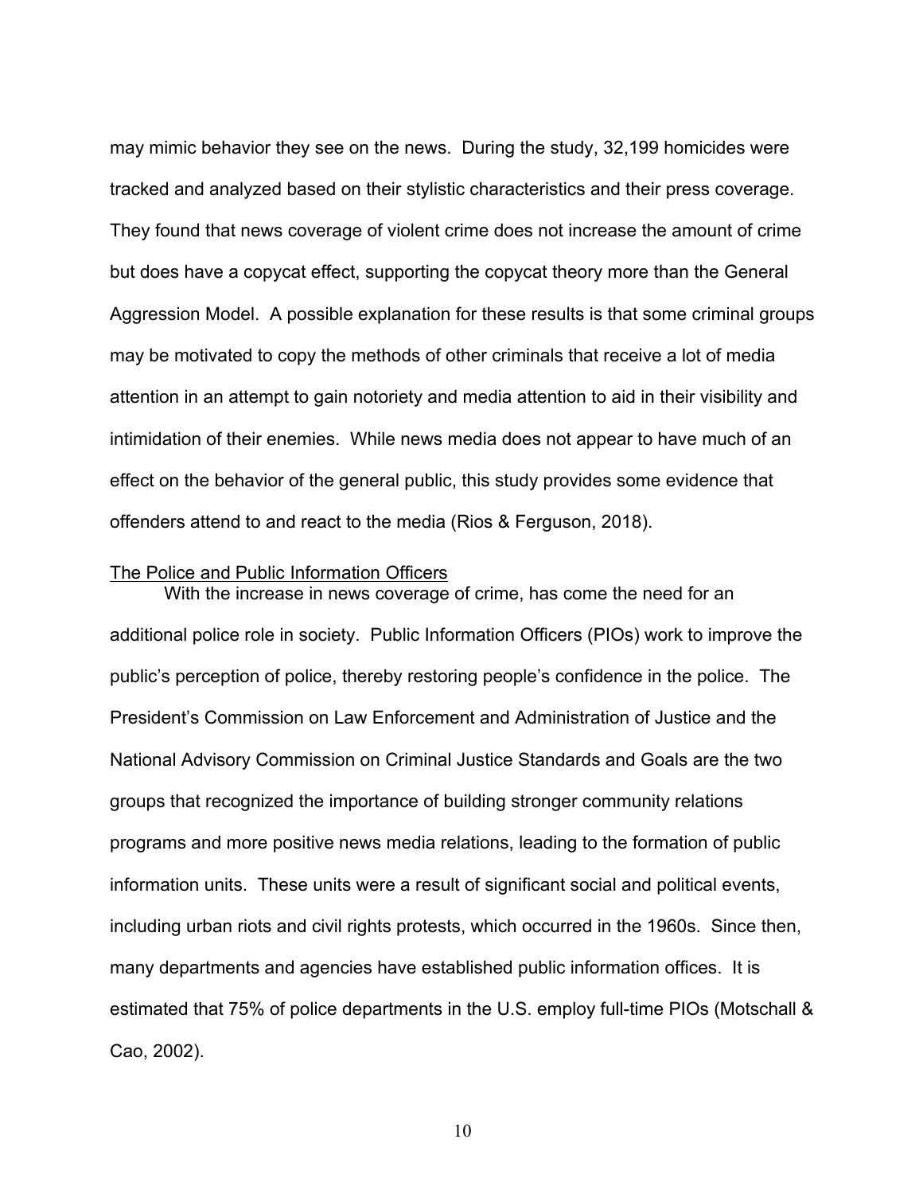may mimic behavior they see on the news. During the study, 32,199 homicides were tracked and analyzed based on their stylistic characteristics and their press coverage. They found that news coverage of violent crime does not increase the amount of crime but does have a copycat effect, supporting the copycat theory more than the General Aggression Model. A possible explanation for these results is that some criminal groups may be motivated to copy the methods of other criminals that receive a lot of media attention in an attempt to gain notoriety and media attention to aid in their visibility and intimidation of their enemies. While news media does not appear to have much of an effect on the behavior of the general public, this study provides some evidence that offenders attend to and react to the media (Rios & Ferguson, 2018).

## The Police and Public Information Officers

With the increase in news coverage of crime, has come the need for an additional police role in society. Public Information Officers (PIOs) work to improve the public's perception of police, thereby restoring people's confidence in the police. The President's Commission on Law Enforcement and Administration of Justice and the National Advisory Commission on Criminal Justice Standards and Goals are the two groups that recognized the importance of building stronger community relations programs and more positive news media relations, leading to the formation of public information units. These units were a result of significant social and political events, including urban riots and civil rights protests, which occurred in the 1960s. Since then, many departments and agencies have established public information offices. It is estimated that 75% of police departments in the U.S. employ full-time PIOs (Motschall & Cao, 2002).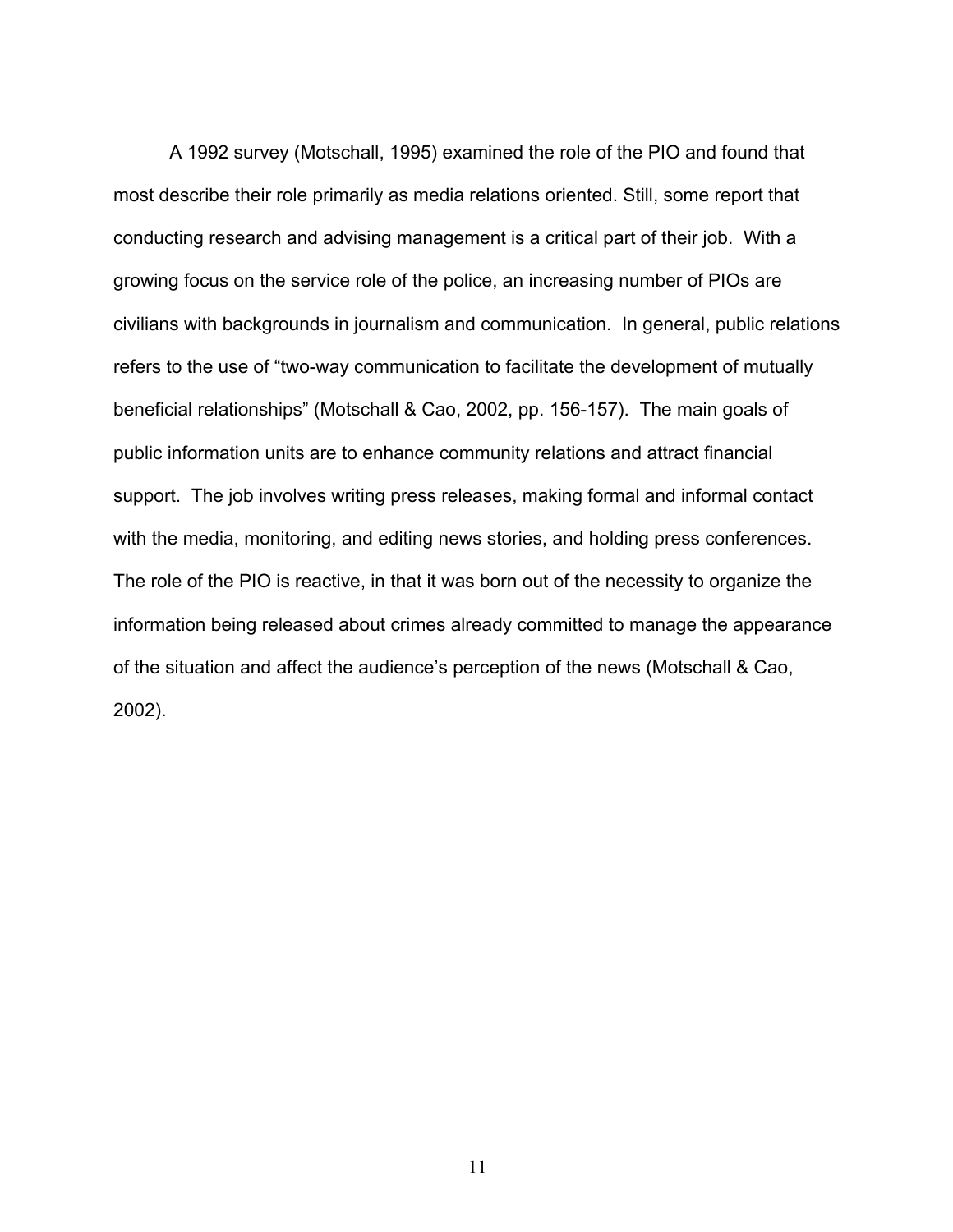A 1992 survey (Motschall, 1995) examined the role of the PIO and found that most describe their role primarily as media relations oriented. Still, some report that conducting research and advising management is a critical part of their job. With a growing focus on the service role of the police, an increasing number of PIOs are civilians with backgrounds in journalism and communication. In general, public relations refers to the use of "two-way communication to facilitate the development of mutually beneficial relationships" (Motschall & Cao, 2002, pp. 156-157). The main goals of public information units are to enhance community relations and attract financial support. The job involves writing press releases, making formal and informal contact with the media, monitoring, and editing news stories, and holding press conferences. The role of the PIO is reactive, in that it was born out of the necessity to organize the information being released about crimes already committed to manage the appearance of the situation and affect the audience's perception of the news (Motschall & Cao, 2002).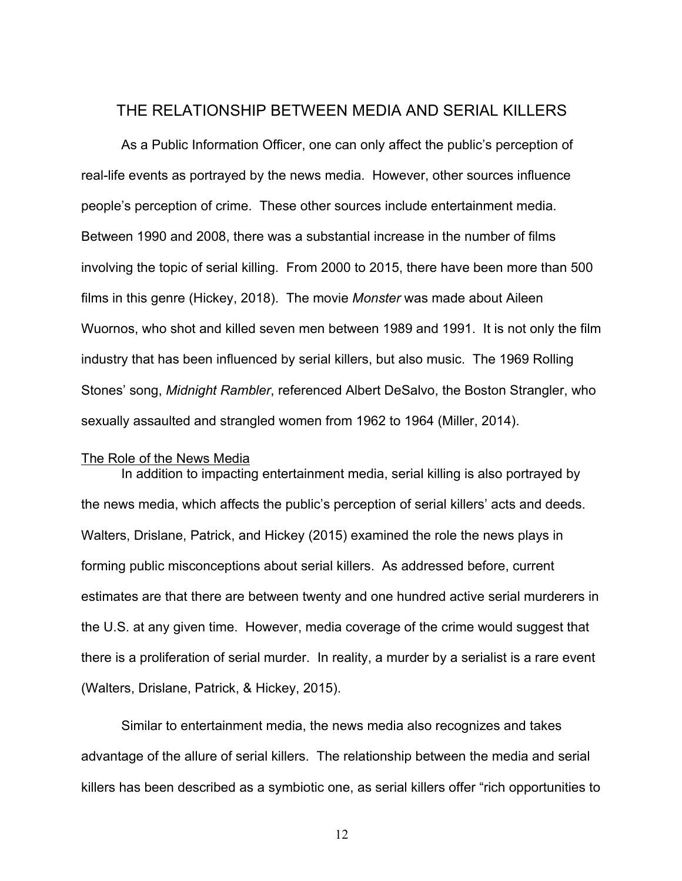## THE RELATIONSHIP BETWEEN MEDIA AND SERIAL KILLERS

As a Public Information Officer, one can only affect the public's perception of real-life events as portrayed by the news media. However, other sources influence people's perception of crime. These other sources include entertainment media. Between 1990 and 2008, there was a substantial increase in the number of films involving the topic of serial killing. From 2000 to 2015, there have been more than 500 films in this genre (Hickey, 2018). The movie *Monster* was made about Aileen Wuornos, who shot and killed seven men between 1989 and 1991. It is not only the film industry that has been influenced by serial killers, but also music. The 1969 Rolling Stones' song, *Midnight Rambler*, referenced Albert DeSalvo, the Boston Strangler, who sexually assaulted and strangled women from 1962 to 1964 (Miller, 2014).

### The Role of the News Media

In addition to impacting entertainment media, serial killing is also portrayed by the news media, which affects the public's perception of serial killers' acts and deeds. Walters, Drislane, Patrick, and Hickey (2015) examined the role the news plays in forming public misconceptions about serial killers. As addressed before, current estimates are that there are between twenty and one hundred active serial murderers in the U.S. at any given time. However, media coverage of the crime would suggest that there is a proliferation of serial murder. In reality, a murder by a serialist is a rare event (Walters, Drislane, Patrick, & Hickey, 2015).

Similar to entertainment media, the news media also recognizes and takes advantage of the allure of serial killers. The relationship between the media and serial killers has been described as a symbiotic one, as serial killers offer "rich opportunities to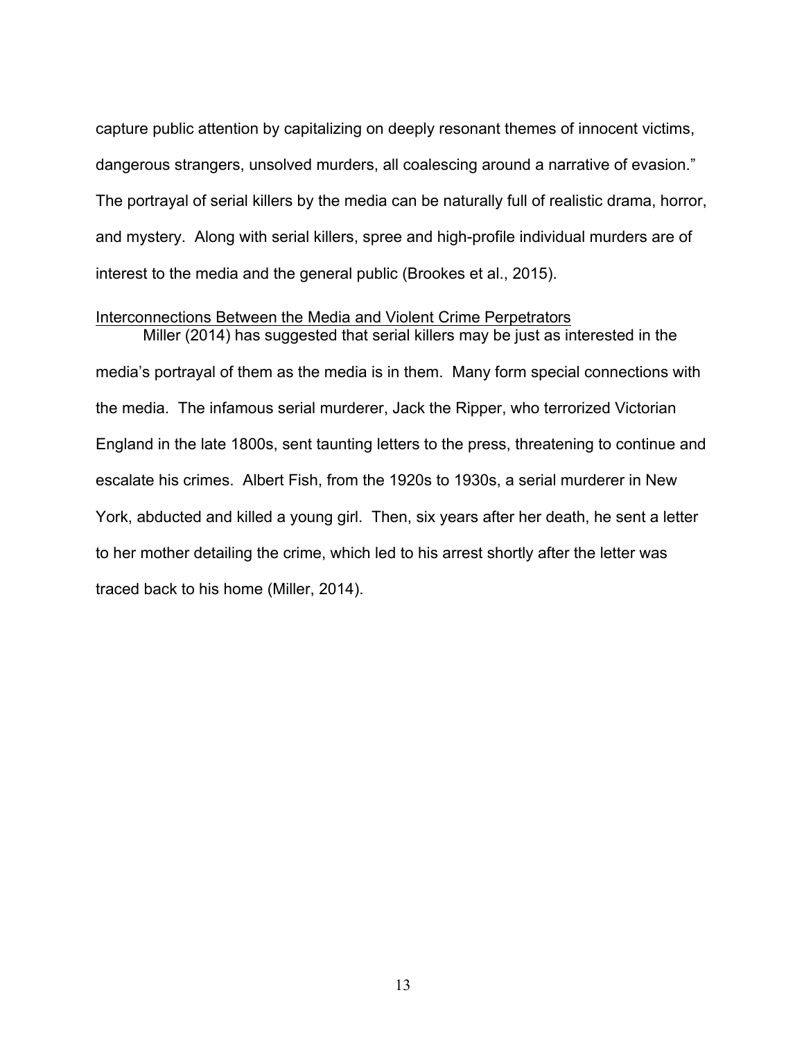capture public attention by capitalizing on deeply resonant themes of innocent victims, dangerous strangers, unsolved murders, all coalescing around a narrative of evasion." The portrayal of serial killers by the media can be naturally full of realistic drama, horror, and mystery. Along with serial killers, spree and high-profile individual murders are of interest to the media and the general public (Brookes et al., 2015).

### Interconnections Between the Media and Violent Crime Perpetrators

Miller (2014) has suggested that serial killers may be just as interested in the media's portrayal of them as the media is in them. Many form special connections with the media. The infamous serial murderer, Jack the Ripper, who terrorized Victorian England in the late 1800s, sent taunting letters to the press, threatening to continue and escalate his crimes. Albert Fish, from the 1920s to 1930s, a serial murderer in New York, abducted and killed a young girl. Then, six years after her death, he sent a letter to her mother detailing the crime, which led to his arrest shortly after the letter was traced back to his home (Miller, 2014).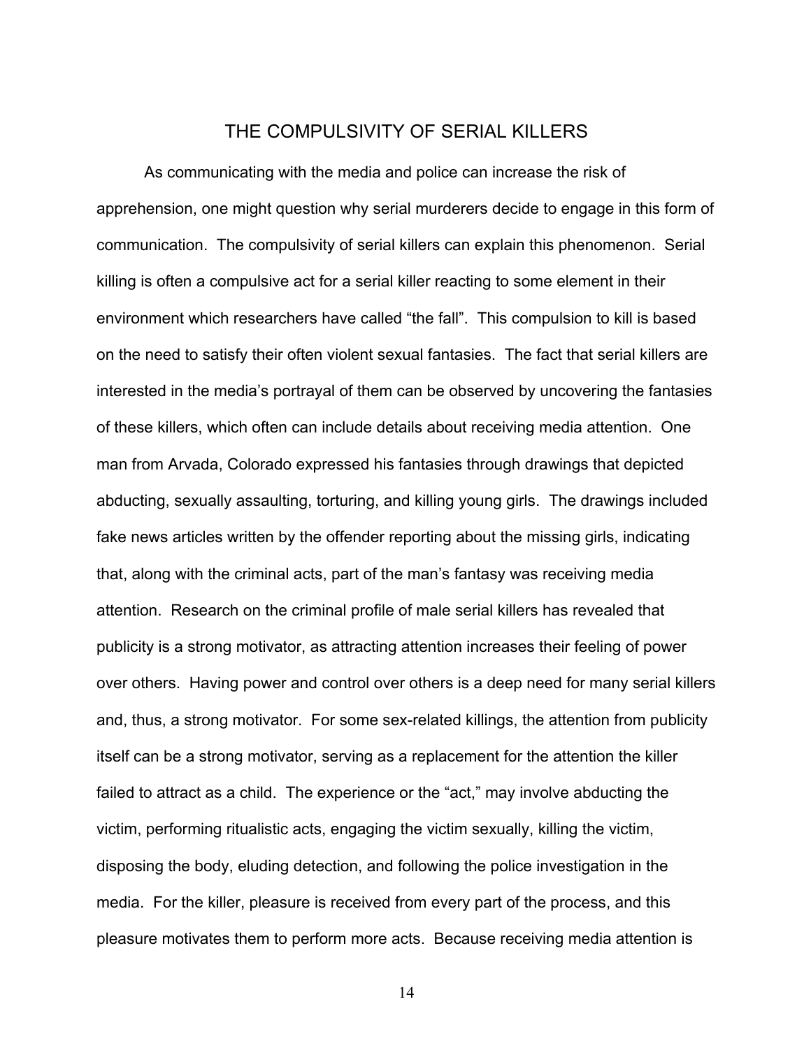## THE COMPULSIVITY OF SERIAL KILLERS

As communicating with the media and police can increase the risk of apprehension, one might question why serial murderers decide to engage in this form of communication. The compulsivity of serial killers can explain this phenomenon. Serial killing is often a compulsive act for a serial killer reacting to some element in their environment which researchers have called "the fall". This compulsion to kill is based on the need to satisfy their often violent sexual fantasies. The fact that serial killers are interested in the media's portrayal of them can be observed by uncovering the fantasies of these killers, which often can include details about receiving media attention. One man from Arvada, Colorado expressed his fantasies through drawings that depicted abducting, sexually assaulting, torturing, and killing young girls. The drawings included fake news articles written by the offender reporting about the missing girls, indicating that, along with the criminal acts, part of the man's fantasy was receiving media attention. Research on the criminal profile of male serial killers has revealed that publicity is a strong motivator, as attracting attention increases their feeling of power over others. Having power and control over others is a deep need for many serial killers and, thus, a strong motivator. For some sex-related killings, the attention from publicity itself can be a strong motivator, serving as a replacement for the attention the killer failed to attract as a child. The experience or the "act," may involve abducting the victim, performing ritualistic acts, engaging the victim sexually, killing the victim, disposing the body, eluding detection, and following the police investigation in the media. For the killer, pleasure is received from every part of the process, and this pleasure motivates them to perform more acts. Because receiving media attention is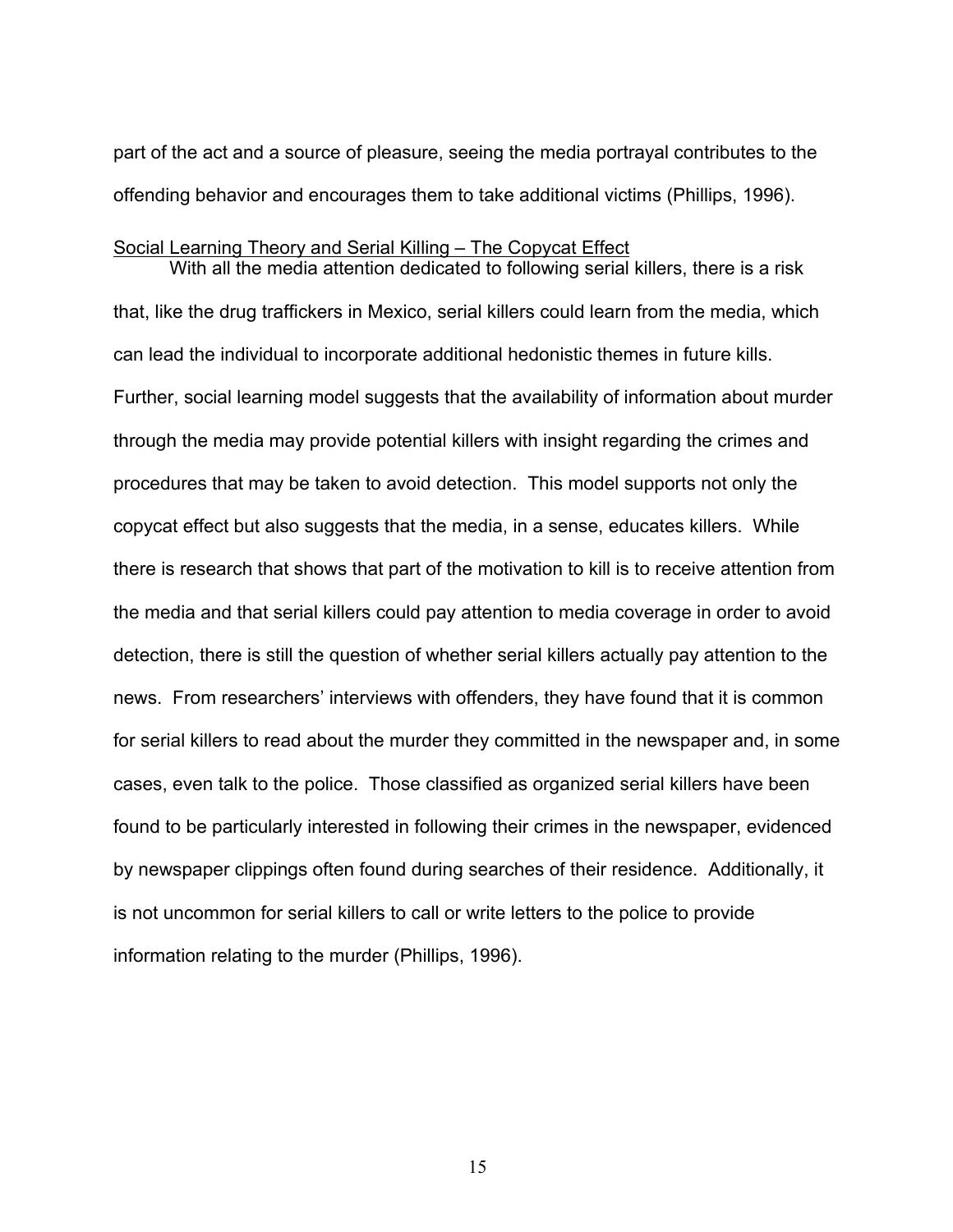part of the act and a source of pleasure, seeing the media portrayal contributes to the offending behavior and encourages them to take additional victims (Phillips, 1996).

<u>Social Learning Theory and Serial Killing – The Copycat Effect</u>

With all the media attention dedicated to following serial killers, there is a risk that, like the drug traffickers in Mexico, serial killers could learn from the media, which can lead the individual to incorporate additional hedonistic themes in future kills. Further, social learning model suggests that the availability of information about murder through the media may provide potential killers with insight regarding the crimes and procedures that may be taken to avoid detection. This model supports not only the copycat effect but also suggests that the media, in a sense, educates killers. While there is research that shows that part of the motivation to kill is to receive attention from the media and that serial killers could pay attention to media coverage in order to avoid detection, there is still the question of whether serial killers actually pay attention to the news. From researchers' interviews with offenders, they have found that it is common for serial killers to read about the murder they committed in the newspaper and, in some cases, even talk to the police. Those classified as organized serial killers have been found to be particularly interested in following their crimes in the newspaper, evidenced by newspaper clippings often found during searches of their residence. Additionally, it is not uncommon for serial killers to call or write letters to the police to provide information relating to the murder (Phillips, 1996).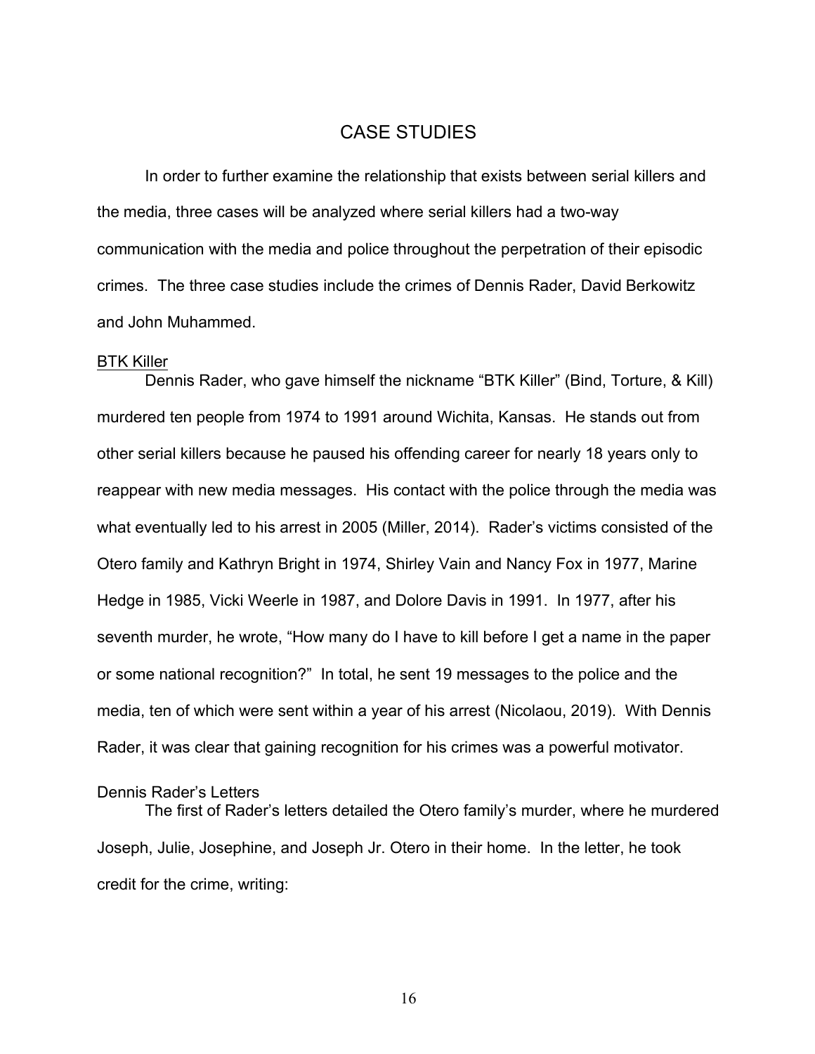# CASE STUDIES

In order to further examine the relationship that exists between serial killers and the media, three cases will be analyzed where serial killers had a two-way communication with the media and police throughout the perpetration of their episodic crimes. The three case studies include the crimes of Dennis Rader, David Berkowitz and John Muhammed.

## BTK Killer

Dennis Rader, who gave himself the nickname "BTK Killer" (Bind, Torture, & Kill) murdered ten people from 1974 to 1991 around Wichita, Kansas. He stands out from other serial killers because he paused his offending career for nearly 18 years only to reappear with new media messages. His contact with the police through the media was what eventually led to his arrest in 2005 (Miller, 2014). Rader's victims consisted of the Otero family and Kathryn Bright in 1974, Shirley Vain and Nancy Fox in 1977, Marine Hedge in 1985, Vicki Weerle in 1987, and Dolore Davis in 1991. In 1977, after his seventh murder, he wrote, "How many do I have to kill before I get a name in the paper or some national recognition?" In total, he sent 19 messages to the police and the media, ten of which were sent within a year of his arrest (Nicolaou, 2019). With Dennis Rader, it was clear that gaining recognition for his crimes was a powerful motivator.

### Dennis Rader's Letters

The first of Rader's letters detailed the Otero family's murder, where he murdered Joseph, Julie, Josephine, and Joseph Jr. Otero in their home. In the letter, he took credit for the crime, writing: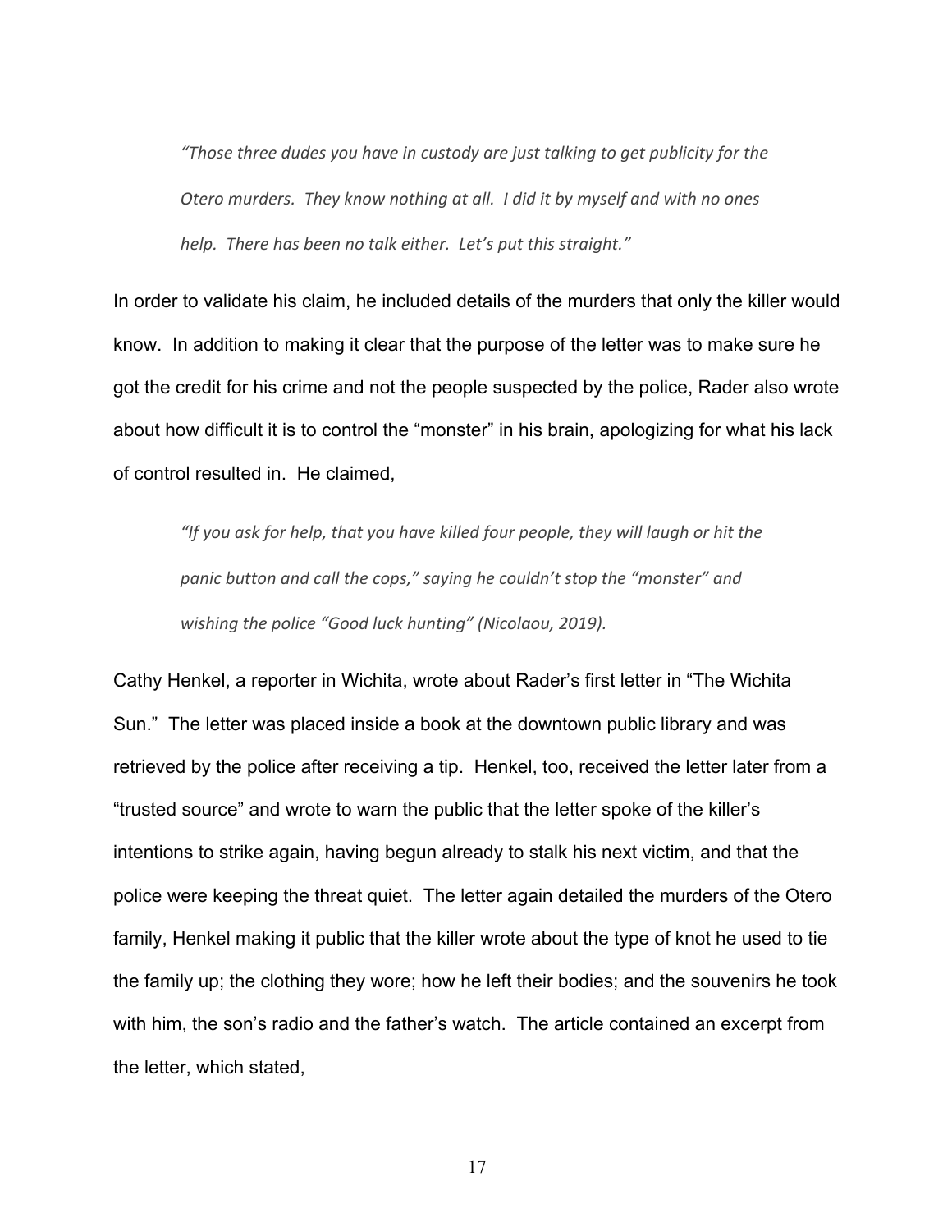> *"Those three dudes you have in custody are just talking to get publicity for the Otero murders. They know nothing at all. I did it by myself and with no ones help. There has been no talk either. Let's put this straight."*

In order to validate his claim, he included details of the murders that only the killer would know. In addition to making it clear that the purpose of the letter was to make sure he got the credit for his crime and not the people suspected by the police, Rader also wrote about how difficult it is to control the "monster" in his brain, apologizing for what his lack of control resulted in. He claimed,

> *"If you ask for help, that you have killed four people, they will laugh or hit the panic button and call the cops," saying he couldn't stop the "monster" and wishing the police "Good luck hunting" (Nicolaou, 2019).*

Cathy Henkel, a reporter in Wichita, wrote about Rader's first letter in "The Wichita Sun." The letter was placed inside a book at the downtown public library and was retrieved by the police after receiving a tip. Henkel, too, received the letter later from a "trusted source" and wrote to warn the public that the letter spoke of the killer's intentions to strike again, having begun already to stalk his next victim, and that the police were keeping the threat quiet. The letter again detailed the murders of the Otero family, Henkel making it public that the killer wrote about the type of knot he used to tie the family up; the clothing they wore; how he left their bodies; and the souvenirs he took with him, the son's radio and the father's watch. The article contained an excerpt from the letter, which stated,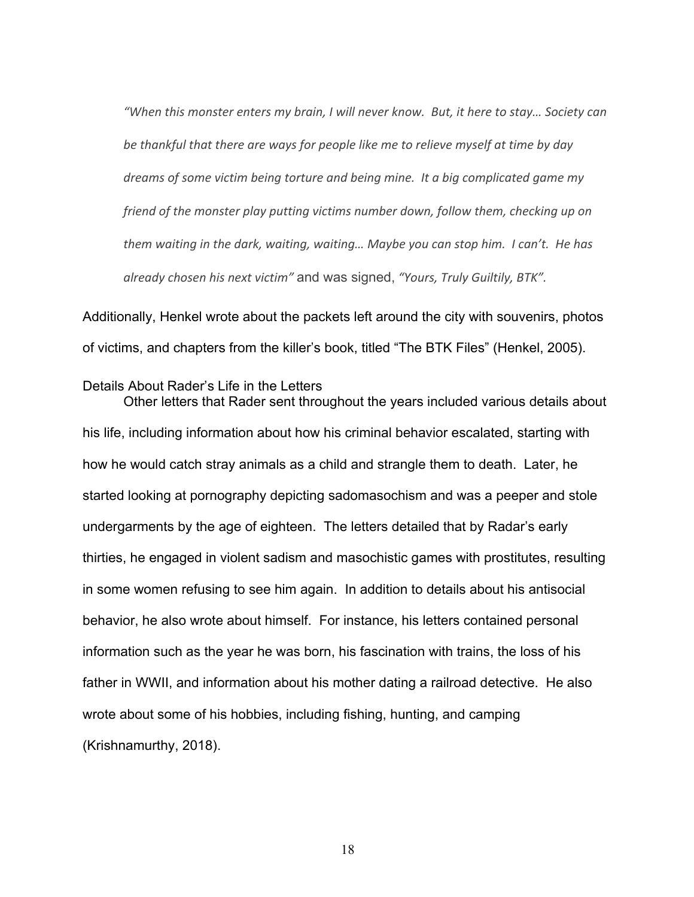> *"When this monster enters my brain, I will never know. But, it here to stay… Society can be thankful that there are ways for people like me to relieve myself at time by day dreams of some victim being torture and being mine. It a big complicated game my friend of the monster play putting victims number down, follow them, checking up on them waiting in the dark, waiting, waiting… Maybe you can stop him. I can't. He has already chosen his next victim"* and was signed, *"Yours, Truly Guiltily, BTK"*.

Additionally, Henkel wrote about the packets left around the city with souvenirs, photos of victims, and chapters from the killer's book, titled "The BTK Files" (Henkel, 2005).

### Details About Rader's Life in the Letters

Other letters that Rader sent throughout the years included various details about his life, including information about how his criminal behavior escalated, starting with how he would catch stray animals as a child and strangle them to death. Later, he started looking at pornography depicting sadomasochism and was a peeper and stole undergarments by the age of eighteen. The letters detailed that by Radar's early thirties, he engaged in violent sadism and masochistic games with prostitutes, resulting in some women refusing to see him again. In addition to details about his antisocial behavior, he also wrote about himself. For instance, his letters contained personal information such as the year he was born, his fascination with trains, the loss of his father in WWII, and information about his mother dating a railroad detective. He also wrote about some of his hobbies, including fishing, hunting, and camping (Krishnamurthy, 2018).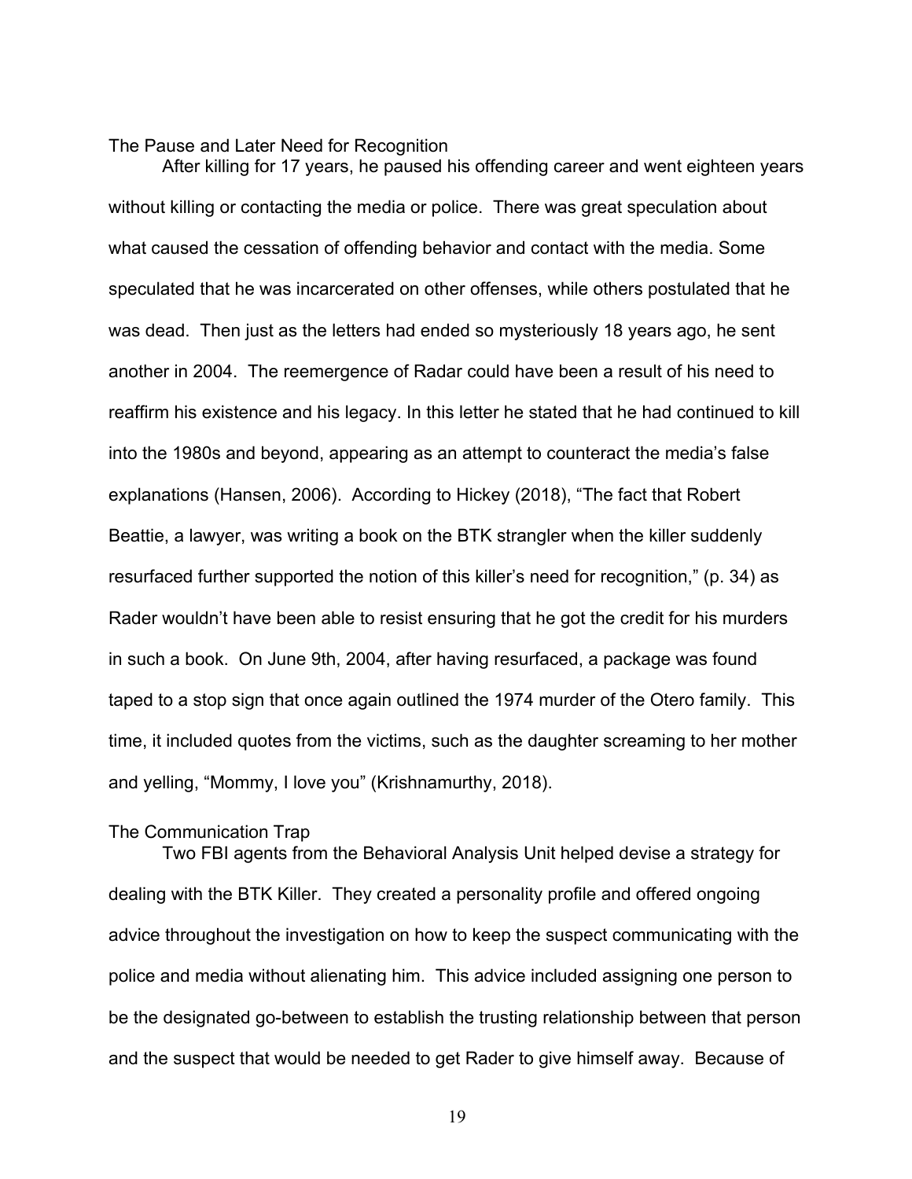### The Pause and Later Need for Recognition

After killing for 17 years, he paused his offending career and went eighteen years without killing or contacting the media or police. There was great speculation about what caused the cessation of offending behavior and contact with the media. Some speculated that he was incarcerated on other offenses, while others postulated that he was dead. Then just as the letters had ended so mysteriously 18 years ago, he sent another in 2004. The reemergence of Radar could have been a result of his need to reaffirm his existence and his legacy. In this letter he stated that he had continued to kill into the 1980s and beyond, appearing as an attempt to counteract the media's false explanations (Hansen, 2006). According to Hickey (2018), "The fact that Robert Beattie, a lawyer, was writing a book on the BTK strangler when the killer suddenly resurfaced further supported the notion of this killer's need for recognition," (p. 34) as Rader wouldn't have been able to resist ensuring that he got the credit for his murders in such a book. On June 9th, 2004, after having resurfaced, a package was found taped to a stop sign that once again outlined the 1974 murder of the Otero family. This time, it included quotes from the victims, such as the daughter screaming to her mother and yelling, "Mommy, I love you" (Krishnamurthy, 2018).

### The Communication Trap

Two FBI agents from the Behavioral Analysis Unit helped devise a strategy for dealing with the BTK Killer. They created a personality profile and offered ongoing advice throughout the investigation on how to keep the suspect communicating with the police and media without alienating him. This advice included assigning one person to be the designated go-between to establish the trusting relationship between that person and the suspect that would be needed to get Rader to give himself away. Because of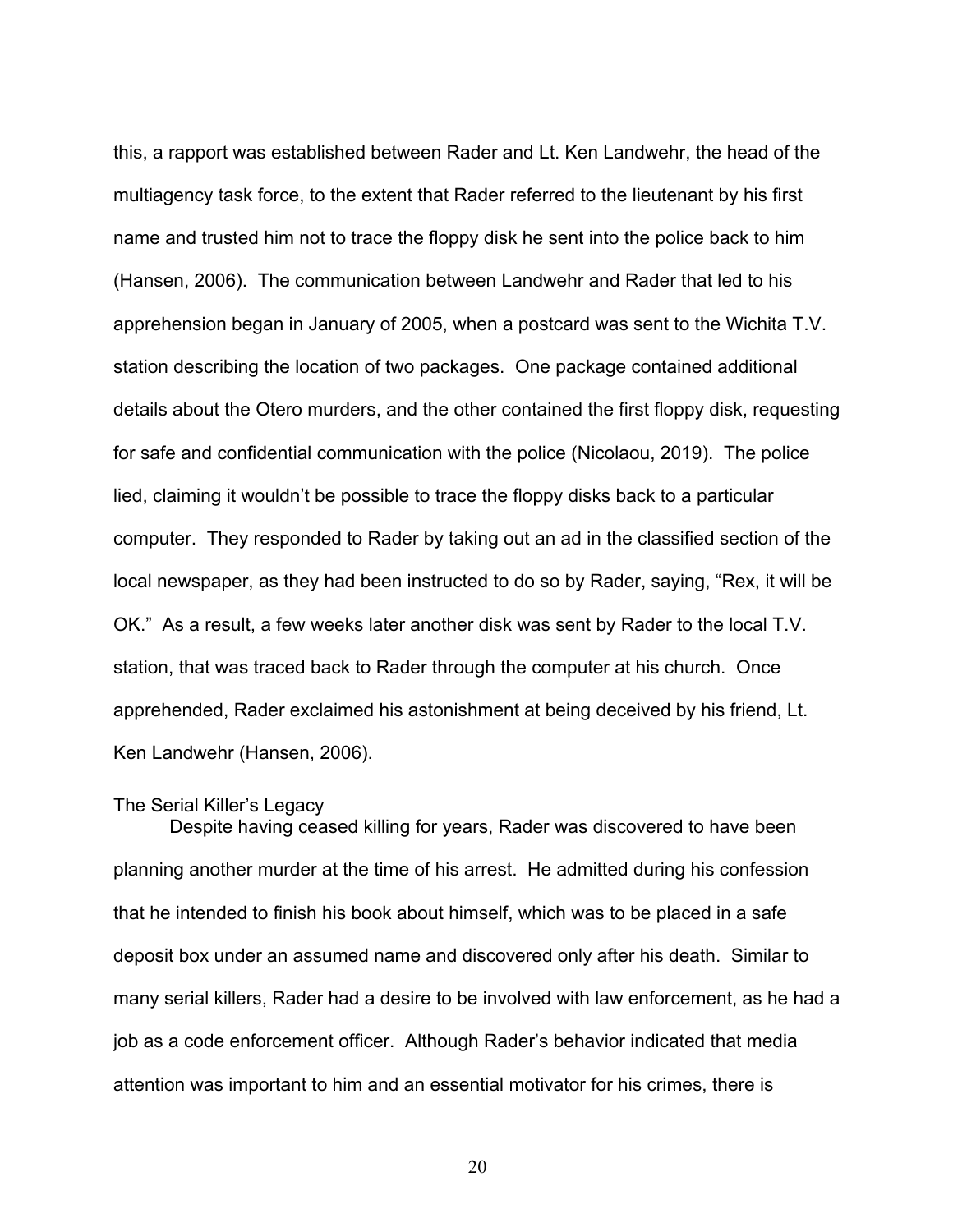this, a rapport was established between Rader and Lt. Ken Landwehr, the head of the multiagency task force, to the extent that Rader referred to the lieutenant by his first name and trusted him not to trace the floppy disk he sent into the police back to him (Hansen, 2006). The communication between Landwehr and Rader that led to his apprehension began in January of 2005, when a postcard was sent to the Wichita T.V. station describing the location of two packages. One package contained additional details about the Otero murders, and the other contained the first floppy disk, requesting for safe and confidential communication with the police (Nicolaou, 2019). The police lied, claiming it wouldn't be possible to trace the floppy disks back to a particular computer. They responded to Rader by taking out an ad in the classified section of the local newspaper, as they had been instructed to do so by Rader, saying, "Rex, it will be OK." As a result, a few weeks later another disk was sent by Rader to the local T.V. station, that was traced back to Rader through the computer at his church. Once apprehended, Rader exclaimed his astonishment at being deceived by his friend, Lt. Ken Landwehr (Hansen, 2006).

## The Serial Killer's Legacy

Despite having ceased killing for years, Rader was discovered to have been planning another murder at the time of his arrest. He admitted during his confession that he intended to finish his book about himself, which was to be placed in a safe deposit box under an assumed name and discovered only after his death. Similar to many serial killers, Rader had a desire to be involved with law enforcement, as he had a job as a code enforcement officer. Although Rader's behavior indicated that media attention was important to him and an essential motivator for his crimes, there is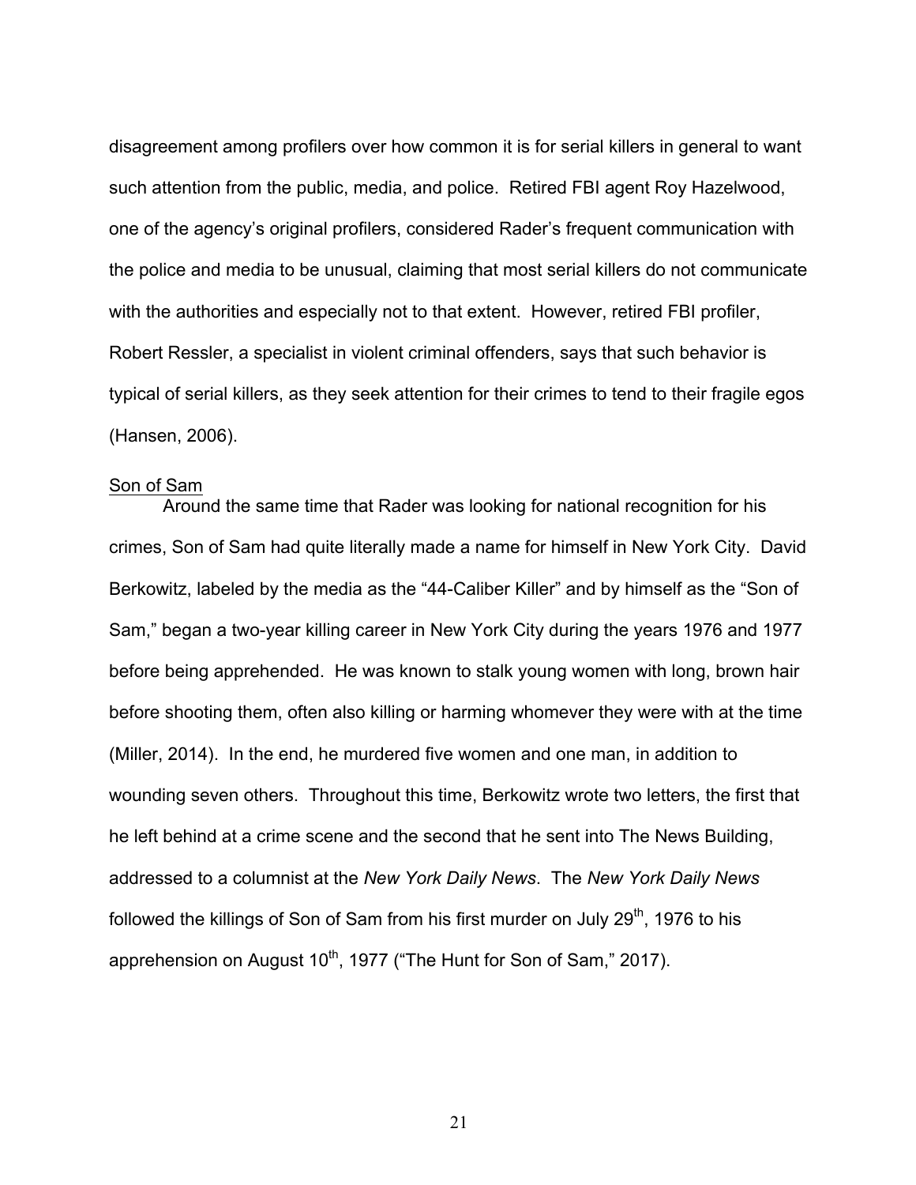disagreement among profilers over how common it is for serial killers in general to want such attention from the public, media, and police. Retired FBI agent Roy Hazelwood, one of the agency's original profilers, considered Rader's frequent communication with the police and media to be unusual, claiming that most serial killers do not communicate with the authorities and especially not to that extent. However, retired FBI profiler, Robert Ressler, a specialist in violent criminal offenders, says that such behavior is typical of serial killers, as they seek attention for their crimes to tend to their fragile egos (Hansen, 2006).

Son of Sam

Around the same time that Rader was looking for national recognition for his crimes, Son of Sam had quite literally made a name for himself in New York City. David Berkowitz, labeled by the media as the "44-Caliber Killer" and by himself as the "Son of Sam," began a two-year killing career in New York City during the years 1976 and 1977 before being apprehended. He was known to stalk young women with long, brown hair before shooting them, often also killing or harming whomever they were with at the time (Miller, 2014). In the end, he murdered five women and one man, in addition to wounding seven others. Throughout this time, Berkowitz wrote two letters, the first that he left behind at a crime scene and the second that he sent into The News Building, addressed to a columnist at the *New York Daily News*. The *New York Daily News* followed the killings of Son of Sam from his first murder on July 29th, 1976 to his apprehension on August 10th, 1977 ("The Hunt for Son of Sam," 2017).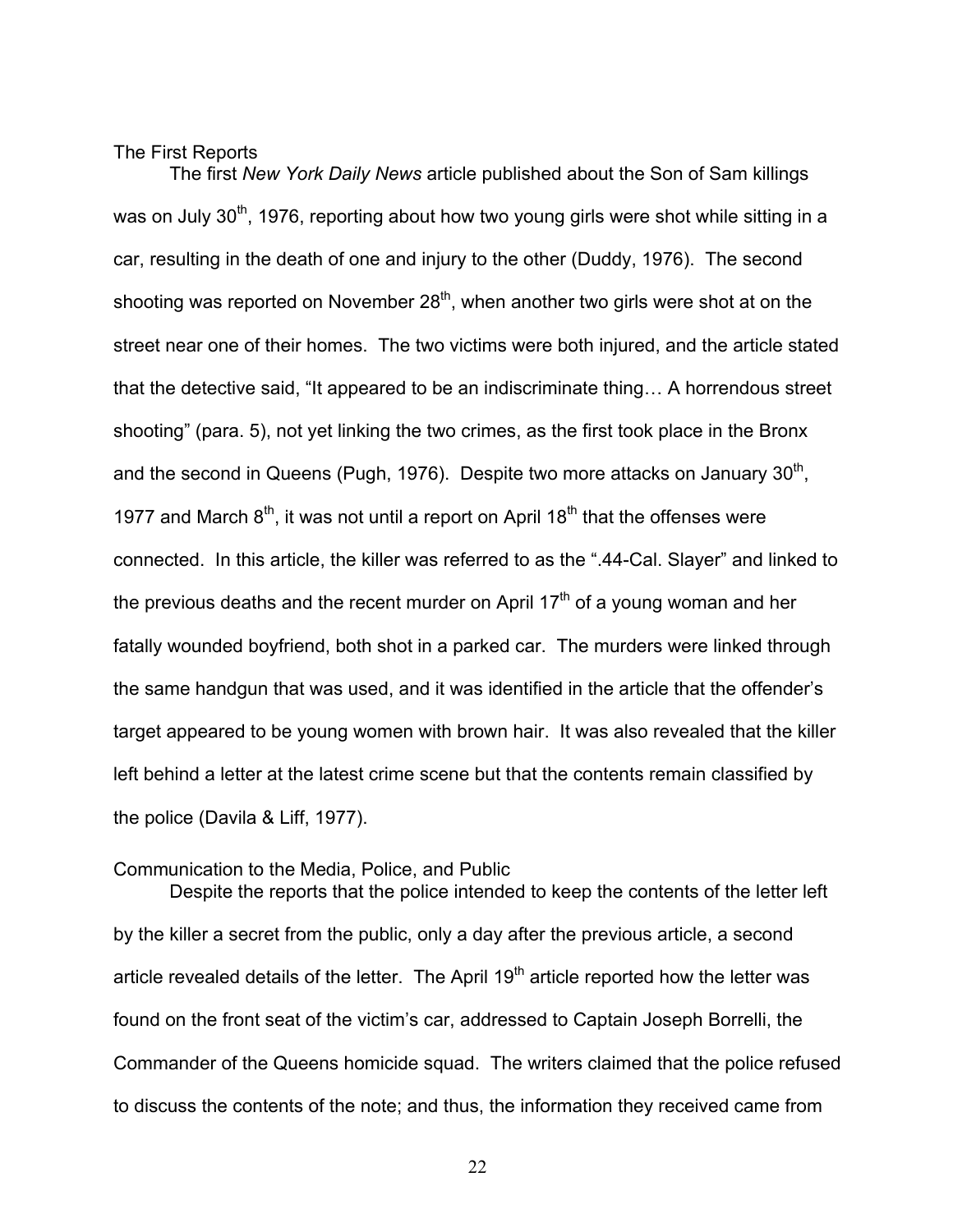## The First Reports

The first *New York Daily News* article published about the Son of Sam killings was on July 30th, 1976, reporting about how two young girls were shot while sitting in a car, resulting in the death of one and injury to the other (Duddy, 1976). The second shooting was reported on November 28th, when another two girls were shot at on the street near one of their homes. The two victims were both injured, and the article stated that the detective said, "It appeared to be an indiscriminate thing… A horrendous street shooting" (para. 5), not yet linking the two crimes, as the first took place in the Bronx and the second in Queens (Pugh, 1976). Despite two more attacks on January 30th, 1977 and March 8th, it was not until a report on April 18th that the offenses were connected. In this article, the killer was referred to as the ".44-Cal. Slayer" and linked to the previous deaths and the recent murder on April 17th of a young woman and her fatally wounded boyfriend, both shot in a parked car. The murders were linked through the same handgun that was used, and it was identified in the article that the offender's target appeared to be young women with brown hair. It was also revealed that the killer left behind a letter at the latest crime scene but that the contents remain classified by the police (Davila & Liff, 1977).

## Communication to the Media, Police, and Public

Despite the reports that the police intended to keep the contents of the letter left by the killer a secret from the public, only a day after the previous article, a second article revealed details of the letter. The April 19th article reported how the letter was found on the front seat of the victim's car, addressed to Captain Joseph Borrelli, the Commander of the Queens homicide squad. The writers claimed that the police refused to discuss the contents of the note; and thus, the information they received came from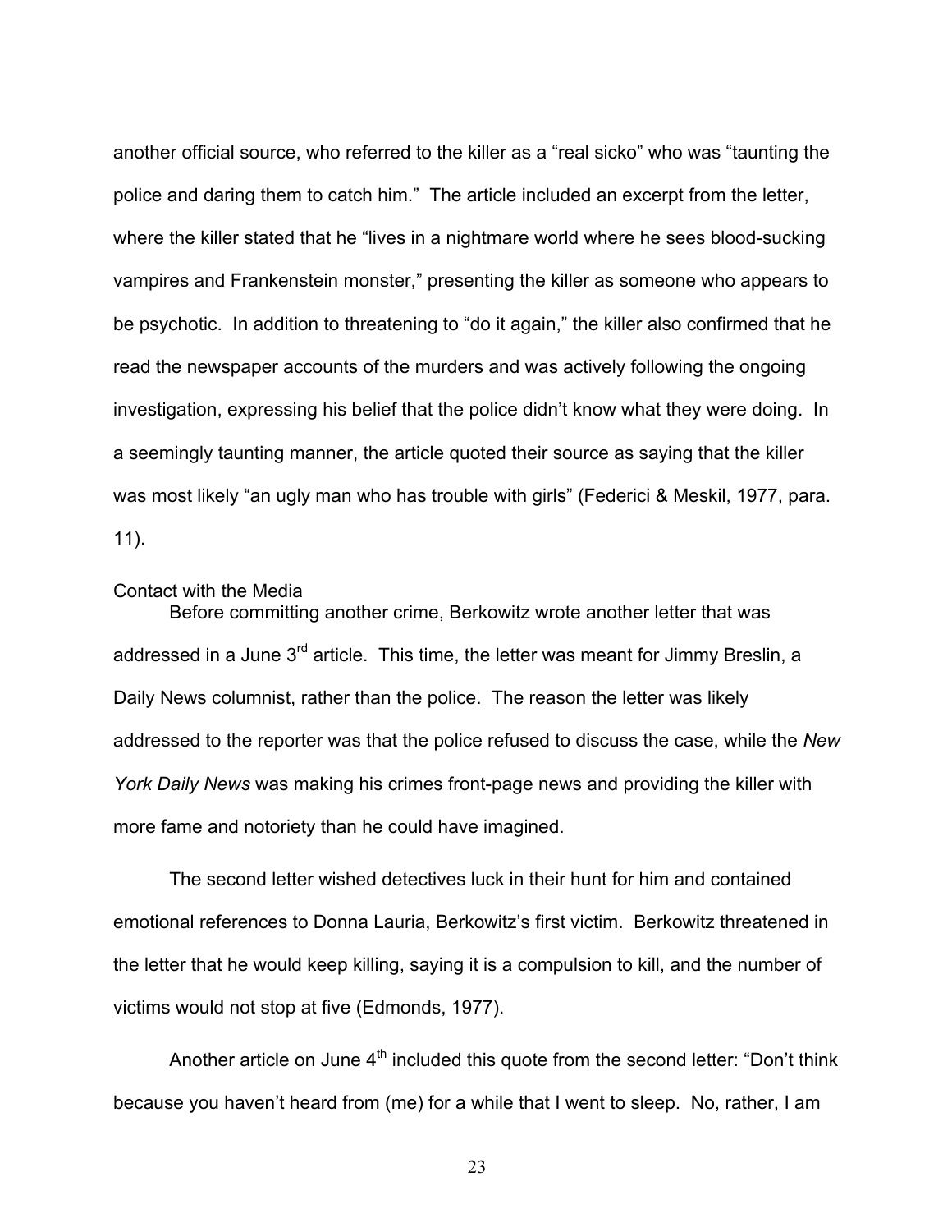another official source, who referred to the killer as a "real sicko" who was "taunting the police and daring them to catch him." The article included an excerpt from the letter, where the killer stated that he "lives in a nightmare world where he sees blood-sucking vampires and Frankenstein monster," presenting the killer as someone who appears to be psychotic. In addition to threatening to "do it again," the killer also confirmed that he read the newspaper accounts of the murders and was actively following the ongoing investigation, expressing his belief that the police didn't know what they were doing. In a seemingly taunting manner, the article quoted their source as saying that the killer was most likely "an ugly man who has trouble with girls" (Federici & Meskil, 1977, para. 11).

## Contact with the Media

Before committing another crime, Berkowitz wrote another letter that was addressed in a June 3rd article. This time, the letter was meant for Jimmy Breslin, a Daily News columnist, rather than the police. The reason the letter was likely addressed to the reporter was that the police refused to discuss the case, while the *New York Daily News* was making his crimes front-page news and providing the killer with more fame and notoriety than he could have imagined.

The second letter wished detectives luck in their hunt for him and contained emotional references to Donna Lauria, Berkowitz's first victim. Berkowitz threatened in the letter that he would keep killing, saying it is a compulsion to kill, and the number of victims would not stop at five (Edmonds, 1977).

Another article on June 4th included this quote from the second letter: "Don't think because you haven't heard from (me) for a while that I went to sleep. No, rather, I am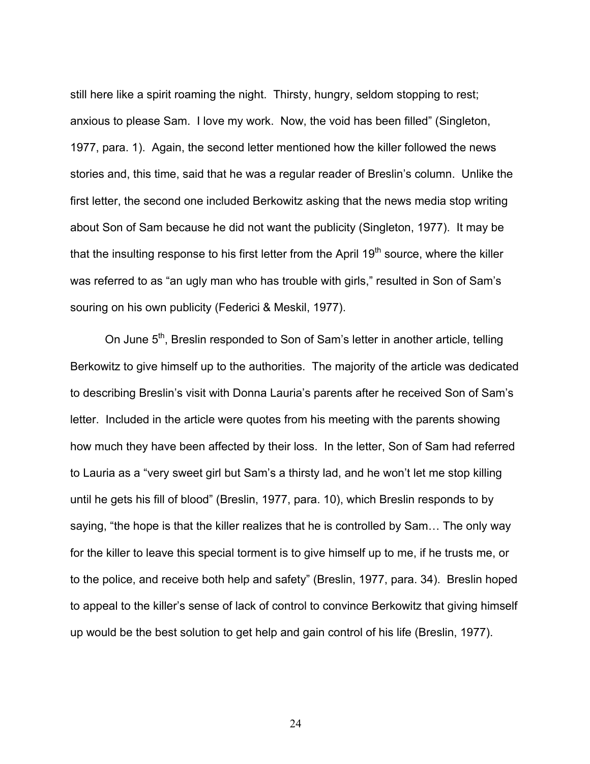still here like a spirit roaming the night. Thirsty, hungry, seldom stopping to rest; anxious to please Sam. I love my work. Now, the void has been filled" (Singleton, 1977, para. 1). Again, the second letter mentioned how the killer followed the news stories and, this time, said that he was a regular reader of Breslin's column. Unlike the first letter, the second one included Berkowitz asking that the news media stop writing about Son of Sam because he did not want the publicity (Singleton, 1977). It may be that the insulting response to his first letter from the April 19th source, where the killer was referred to as "an ugly man who has trouble with girls," resulted in Son of Sam's souring on his own publicity (Federici & Meskil, 1977).

On June 5th, Breslin responded to Son of Sam's letter in another article, telling Berkowitz to give himself up to the authorities. The majority of the article was dedicated to describing Breslin's visit with Donna Lauria's parents after he received Son of Sam's letter. Included in the article were quotes from his meeting with the parents showing how much they have been affected by their loss. In the letter, Son of Sam had referred to Lauria as a "very sweet girl but Sam's a thirsty lad, and he won't let me stop killing until he gets his fill of blood" (Breslin, 1977, para. 10), which Breslin responds to by saying, "the hope is that the killer realizes that he is controlled by Sam… The only way for the killer to leave this special torment is to give himself up to me, if he trusts me, or to the police, and receive both help and safety" (Breslin, 1977, para. 34). Breslin hoped to appeal to the killer's sense of lack of control to convince Berkowitz that giving himself up would be the best solution to get help and gain control of his life (Breslin, 1977).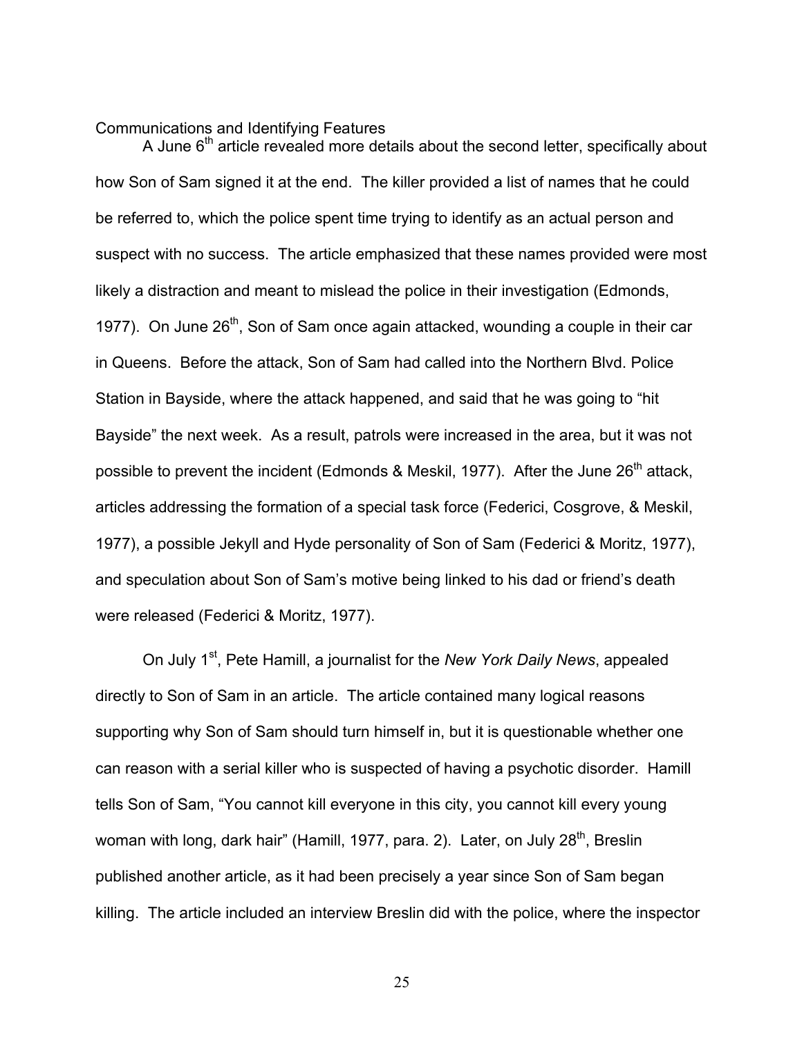### Communications and Identifying Features

A June 6th article revealed more details about the second letter, specifically about how Son of Sam signed it at the end. The killer provided a list of names that he could be referred to, which the police spent time trying to identify as an actual person and suspect with no success. The article emphasized that these names provided were most likely a distraction and meant to mislead the police in their investigation (Edmonds, 1977). On June 26th, Son of Sam once again attacked, wounding a couple in their car in Queens. Before the attack, Son of Sam had called into the Northern Blvd. Police Station in Bayside, where the attack happened, and said that he was going to "hit Bayside" the next week. As a result, patrols were increased in the area, but it was not possible to prevent the incident (Edmonds & Meskil, 1977). After the June 26th attack, articles addressing the formation of a special task force (Federici, Cosgrove, & Meskil, 1977), a possible Jekyll and Hyde personality of Son of Sam (Federici & Moritz, 1977), and speculation about Son of Sam's motive being linked to his dad or friend's death were released (Federici & Moritz, 1977).

On July 1st, Pete Hamill, a journalist for the *New York Daily News*, appealed directly to Son of Sam in an article. The article contained many logical reasons supporting why Son of Sam should turn himself in, but it is questionable whether one can reason with a serial killer who is suspected of having a psychotic disorder. Hamill tells Son of Sam, "You cannot kill everyone in this city, you cannot kill every young woman with long, dark hair" (Hamill, 1977, para. 2). Later, on July 28th, Breslin published another article, as it had been precisely a year since Son of Sam began killing. The article included an interview Breslin did with the police, where the inspector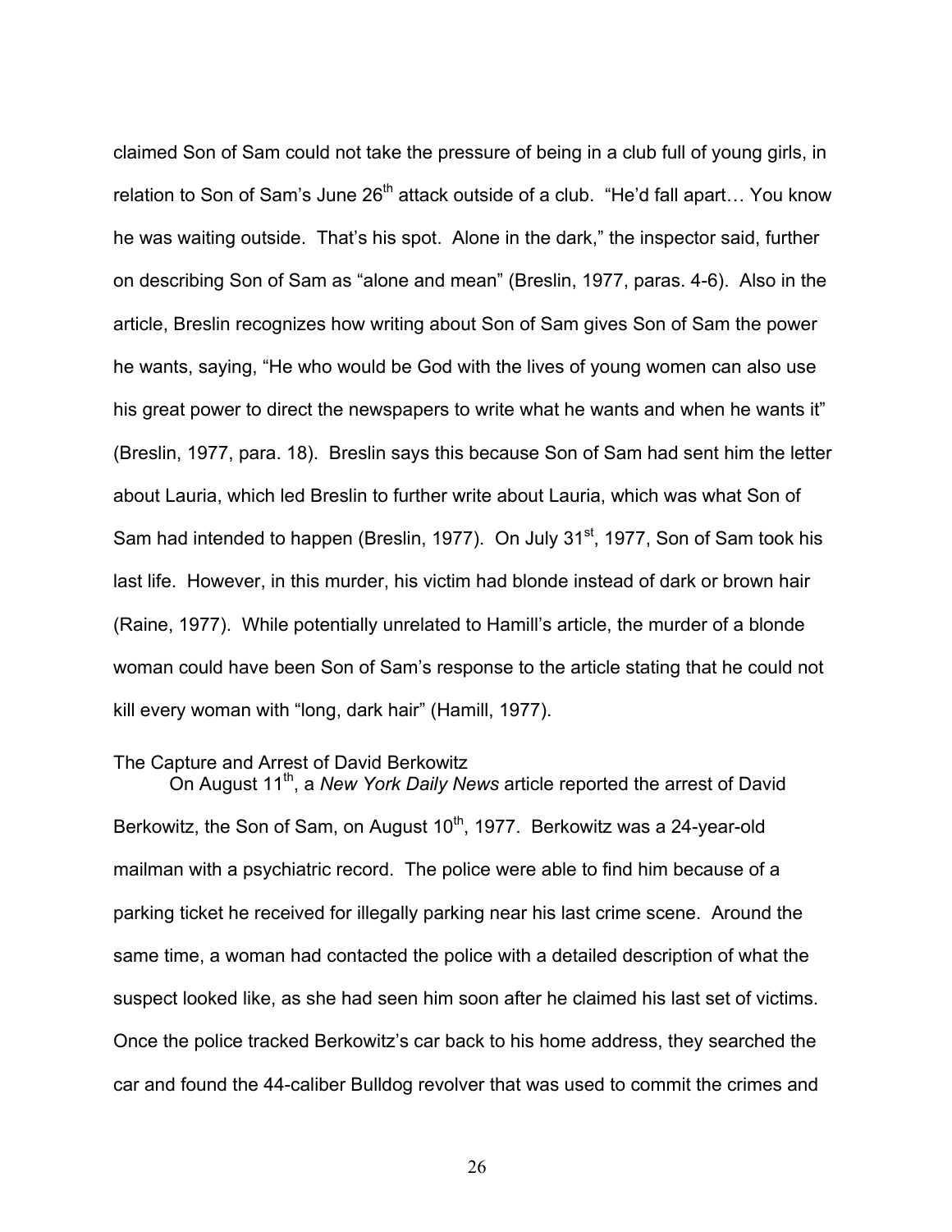claimed Son of Sam could not take the pressure of being in a club full of young girls, in relation to Son of Sam's June 26th attack outside of a club. "He'd fall apart… You know he was waiting outside. That's his spot. Alone in the dark," the inspector said, further on describing Son of Sam as "alone and mean" (Breslin, 1977, paras. 4-6). Also in the article, Breslin recognizes how writing about Son of Sam gives Son of Sam the power he wants, saying, "He who would be God with the lives of young women can also use his great power to direct the newspapers to write what he wants and when he wants it" (Breslin, 1977, para. 18). Breslin says this because Son of Sam had sent him the letter about Lauria, which led Breslin to further write about Lauria, which was what Son of Sam had intended to happen (Breslin, 1977). On July 31st, 1977, Son of Sam took his last life. However, in this murder, his victim had blonde instead of dark or brown hair (Raine, 1977). While potentially unrelated to Hamill's article, the murder of a blonde woman could have been Son of Sam's response to the article stating that he could not kill every woman with "long, dark hair" (Hamill, 1977).

## The Capture and Arrest of David Berkowitz

On August 11th, a *New York Daily News* article reported the arrest of David Berkowitz, the Son of Sam, on August 10th, 1977. Berkowitz was a 24-year-old mailman with a psychiatric record. The police were able to find him because of a parking ticket he received for illegally parking near his last crime scene. Around the same time, a woman had contacted the police with a detailed description of what the suspect looked like, as she had seen him soon after he claimed his last set of victims. Once the police tracked Berkowitz's car back to his home address, they searched the car and found the 44-caliber Bulldog revolver that was used to commit the crimes and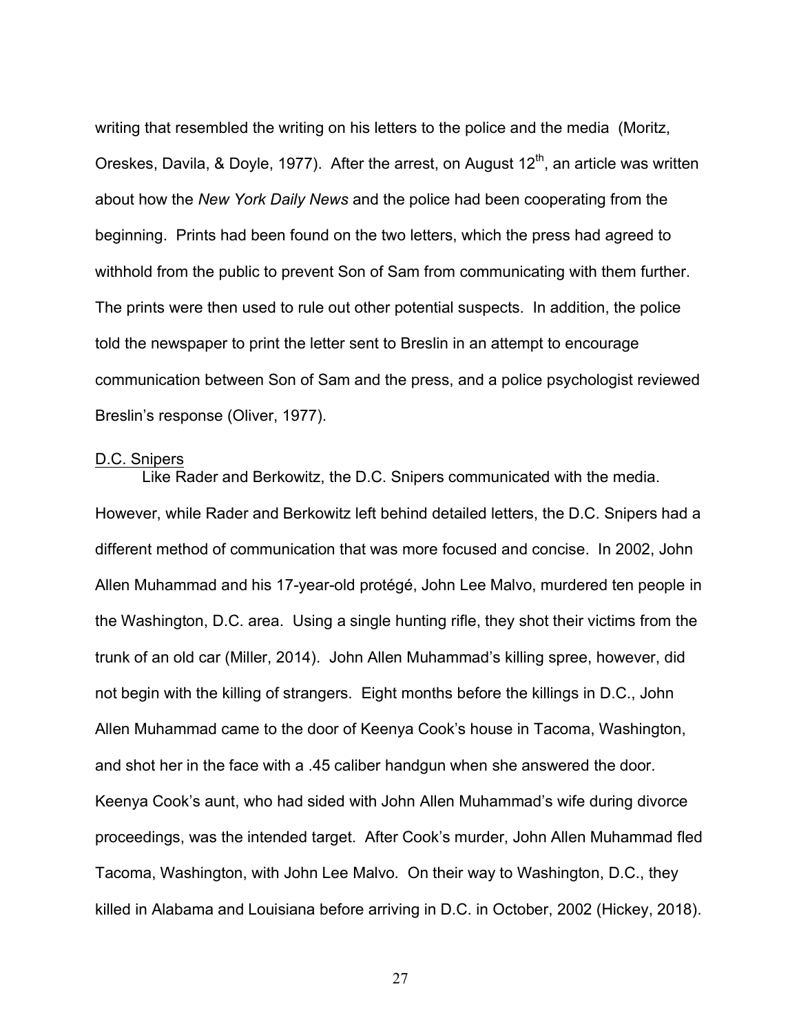writing that resembled the writing on his letters to the police and the media (Moritz, Oreskes, Davila, & Doyle, 1977). After the arrest, on August 12th, an article was written about how the *New York Daily News* and the police had been cooperating from the beginning. Prints had been found on the two letters, which the press had agreed to withhold from the public to prevent Son of Sam from communicating with them further. The prints were then used to rule out other potential suspects. In addition, the police told the newspaper to print the letter sent to Breslin in an attempt to encourage communication between Son of Sam and the press, and a police psychologist reviewed Breslin's response (Oliver, 1977).

D.C. Snipers

Like Rader and Berkowitz, the D.C. Snipers communicated with the media. However, while Rader and Berkowitz left behind detailed letters, the D.C. Snipers had a different method of communication that was more focused and concise. In 2002, John Allen Muhammad and his 17-year-old protégé, John Lee Malvo, murdered ten people in the Washington, D.C. area. Using a single hunting rifle, they shot their victims from the trunk of an old car (Miller, 2014). John Allen Muhammad's killing spree, however, did not begin with the killing of strangers. Eight months before the killings in D.C., John Allen Muhammad came to the door of Keenya Cook's house in Tacoma, Washington, and shot her in the face with a .45 caliber handgun when she answered the door. Keenya Cook's aunt, who had sided with John Allen Muhammad's wife during divorce proceedings, was the intended target. After Cook's murder, John Allen Muhammad fled Tacoma, Washington, with John Lee Malvo. On their way to Washington, D.C., they killed in Alabama and Louisiana before arriving in D.C. in October, 2002 (Hickey, 2018).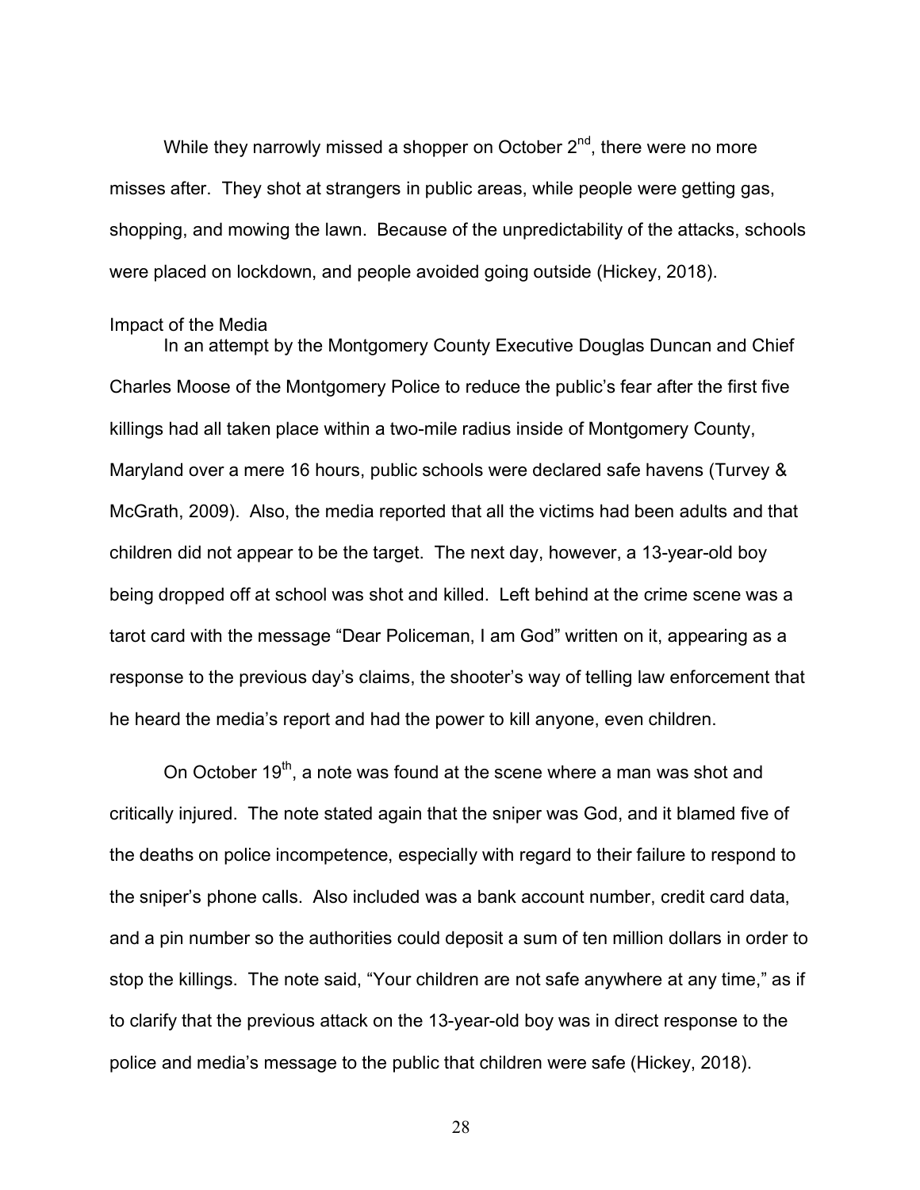While they narrowly missed a shopper on October 2nd, there were no more misses after. They shot at strangers in public areas, while people were getting gas, shopping, and mowing the lawn. Because of the unpredictability of the attacks, schools were placed on lockdown, and people avoided going outside (Hickey, 2018).

## Impact of the Media

In an attempt by the Montgomery County Executive Douglas Duncan and Chief Charles Moose of the Montgomery Police to reduce the public's fear after the first five killings had all taken place within a two-mile radius inside of Montgomery County, Maryland over a mere 16 hours, public schools were declared safe havens (Turvey & McGrath, 2009). Also, the media reported that all the victims had been adults and that children did not appear to be the target. The next day, however, a 13-year-old boy being dropped off at school was shot and killed. Left behind at the crime scene was a tarot card with the message "Dear Policeman, I am God" written on it, appearing as a response to the previous day's claims, the shooter's way of telling law enforcement that he heard the media's report and had the power to kill anyone, even children.

On October 19th, a note was found at the scene where a man was shot and critically injured. The note stated again that the sniper was God, and it blamed five of the deaths on police incompetence, especially with regard to their failure to respond to the sniper's phone calls. Also included was a bank account number, credit card data, and a pin number so the authorities could deposit a sum of ten million dollars in order to stop the killings. The note said, "Your children are not safe anywhere at any time," as if to clarify that the previous attack on the 13-year-old boy was in direct response to the police and media's message to the public that children were safe (Hickey, 2018).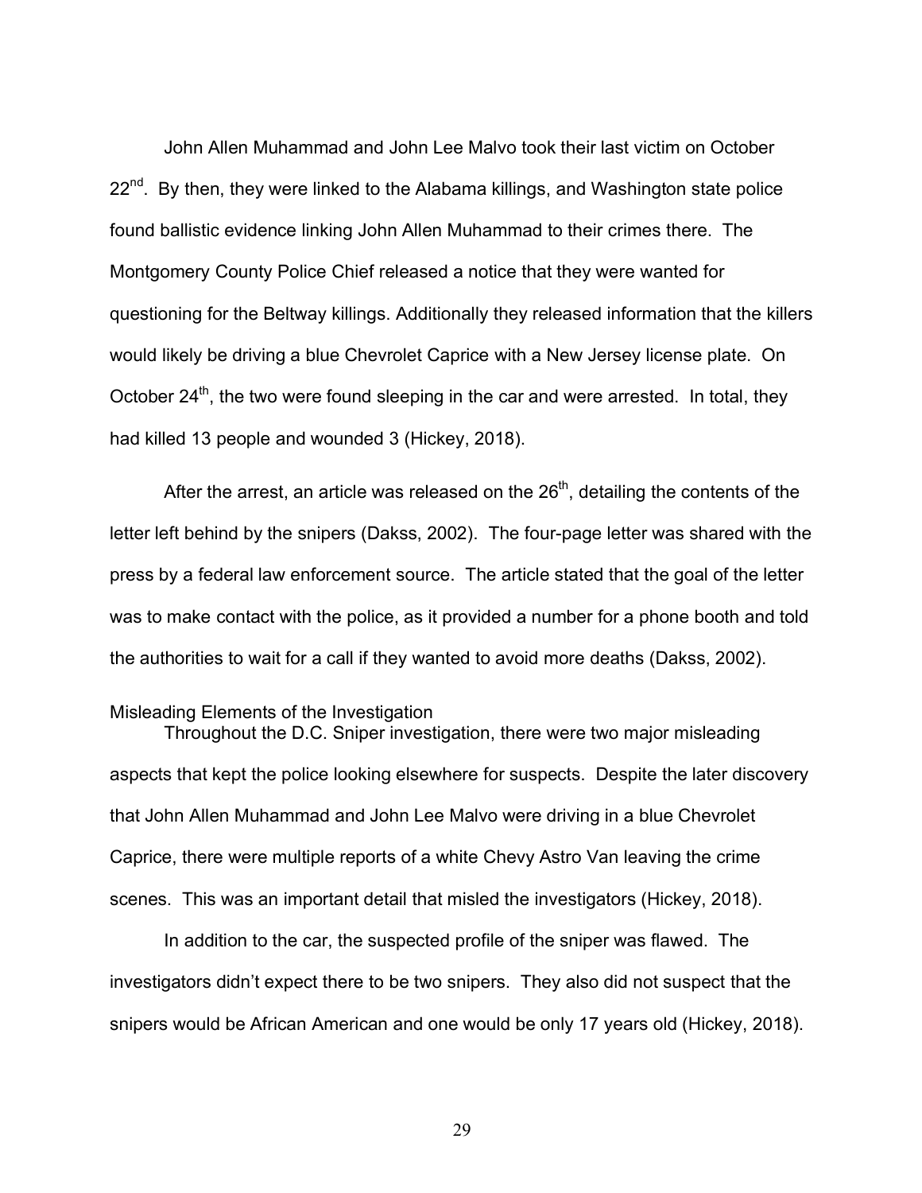John Allen Muhammad and John Lee Malvo took their last victim on October 22nd. By then, they were linked to the Alabama killings, and Washington state police found ballistic evidence linking John Allen Muhammad to their crimes there. The Montgomery County Police Chief released a notice that they were wanted for questioning for the Beltway killings. Additionally they released information that the killers would likely be driving a blue Chevrolet Caprice with a New Jersey license plate. On October 24th, the two were found sleeping in the car and were arrested. In total, they had killed 13 people and wounded 3 (Hickey, 2018).

After the arrest, an article was released on the 26th, detailing the contents of the letter left behind by the snipers (Dakss, 2002). The four-page letter was shared with the press by a federal law enforcement source. The article stated that the goal of the letter was to make contact with the police, as it provided a number for a phone booth and told the authorities to wait for a call if they wanted to avoid more deaths (Dakss, 2002).

## Misleading Elements of the Investigation

Throughout the D.C. Sniper investigation, there were two major misleading aspects that kept the police looking elsewhere for suspects. Despite the later discovery that John Allen Muhammad and John Lee Malvo were driving in a blue Chevrolet Caprice, there were multiple reports of a white Chevy Astro Van leaving the crime scenes. This was an important detail that misled the investigators (Hickey, 2018).

In addition to the car, the suspected profile of the sniper was flawed. The investigators didn't expect there to be two snipers. They also did not suspect that the snipers would be African American and one would be only 17 years old (Hickey, 2018).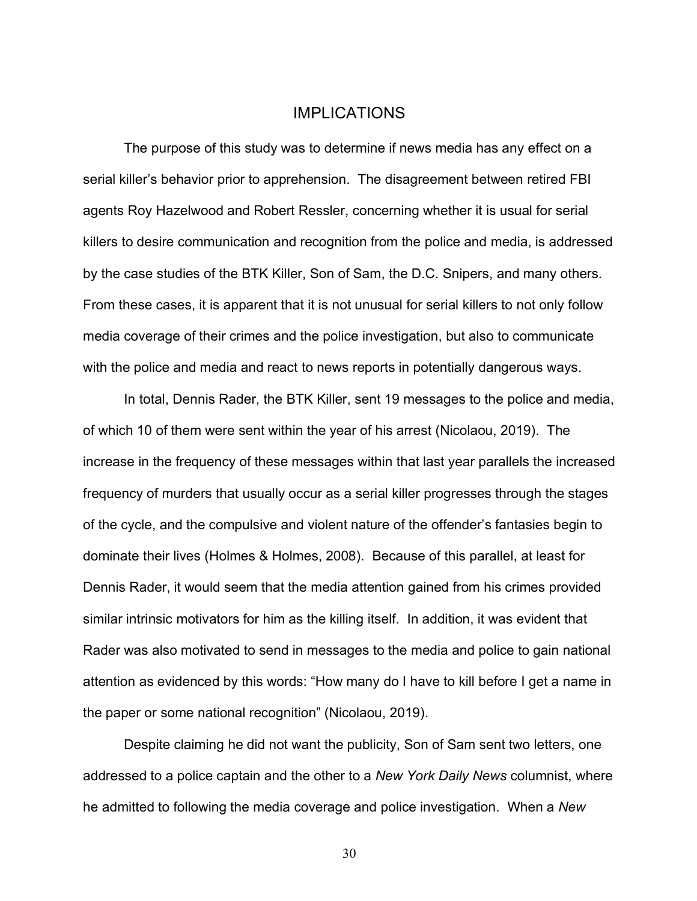# IMPLICATIONS

The purpose of this study was to determine if news media has any effect on a serial killer's behavior prior to apprehension. The disagreement between retired FBI agents Roy Hazelwood and Robert Ressler, concerning whether it is usual for serial killers to desire communication and recognition from the police and media, is addressed by the case studies of the BTK Killer, Son of Sam, the D.C. Snipers, and many others. From these cases, it is apparent that it is not unusual for serial killers to not only follow media coverage of their crimes and the police investigation, but also to communicate with the police and media and react to news reports in potentially dangerous ways.

In total, Dennis Rader, the BTK Killer, sent 19 messages to the police and media, of which 10 of them were sent within the year of his arrest (Nicolaou, 2019). The increase in the frequency of these messages within that last year parallels the increased frequency of murders that usually occur as a serial killer progresses through the stages of the cycle, and the compulsive and violent nature of the offender's fantasies begin to dominate their lives (Holmes & Holmes, 2008). Because of this parallel, at least for Dennis Rader, it would seem that the media attention gained from his crimes provided similar intrinsic motivators for him as the killing itself. In addition, it was evident that Rader was also motivated to send in messages to the media and police to gain national attention as evidenced by this words: "How many do I have to kill before I get a name in the paper or some national recognition" (Nicolaou, 2019).

Despite claiming he did not want the publicity, Son of Sam sent two letters, one addressed to a police captain and the other to a *New York Daily News* columnist, where he admitted to following the media coverage and police investigation. When a *New*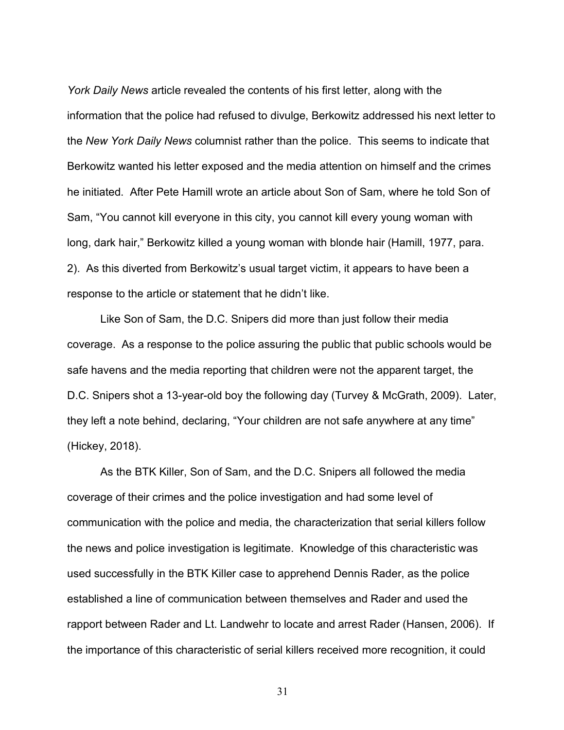*York Daily News* article revealed the contents of his first letter, along with the information that the police had refused to divulge, Berkowitz addressed his next letter to the *New York Daily News* columnist rather than the police. This seems to indicate that Berkowitz wanted his letter exposed and the media attention on himself and the crimes he initiated. After Pete Hamill wrote an article about Son of Sam, where he told Son of Sam, "You cannot kill everyone in this city, you cannot kill every young woman with long, dark hair," Berkowitz killed a young woman with blonde hair (Hamill, 1977, para. 2). As this diverted from Berkowitz's usual target victim, it appears to have been a response to the article or statement that he didn't like.

Like Son of Sam, the D.C. Snipers did more than just follow their media coverage. As a response to the police assuring the public that public schools would be safe havens and the media reporting that children were not the apparent target, the D.C. Snipers shot a 13-year-old boy the following day (Turvey & McGrath, 2009). Later, they left a note behind, declaring, "Your children are not safe anywhere at any time" (Hickey, 2018).

As the BTK Killer, Son of Sam, and the D.C. Snipers all followed the media coverage of their crimes and the police investigation and had some level of communication with the police and media, the characterization that serial killers follow the news and police investigation is legitimate. Knowledge of this characteristic was used successfully in the BTK Killer case to apprehend Dennis Rader, as the police established a line of communication between themselves and Rader and used the rapport between Rader and Lt. Landwehr to locate and arrest Rader (Hansen, 2006). If the importance of this characteristic of serial killers received more recognition, it could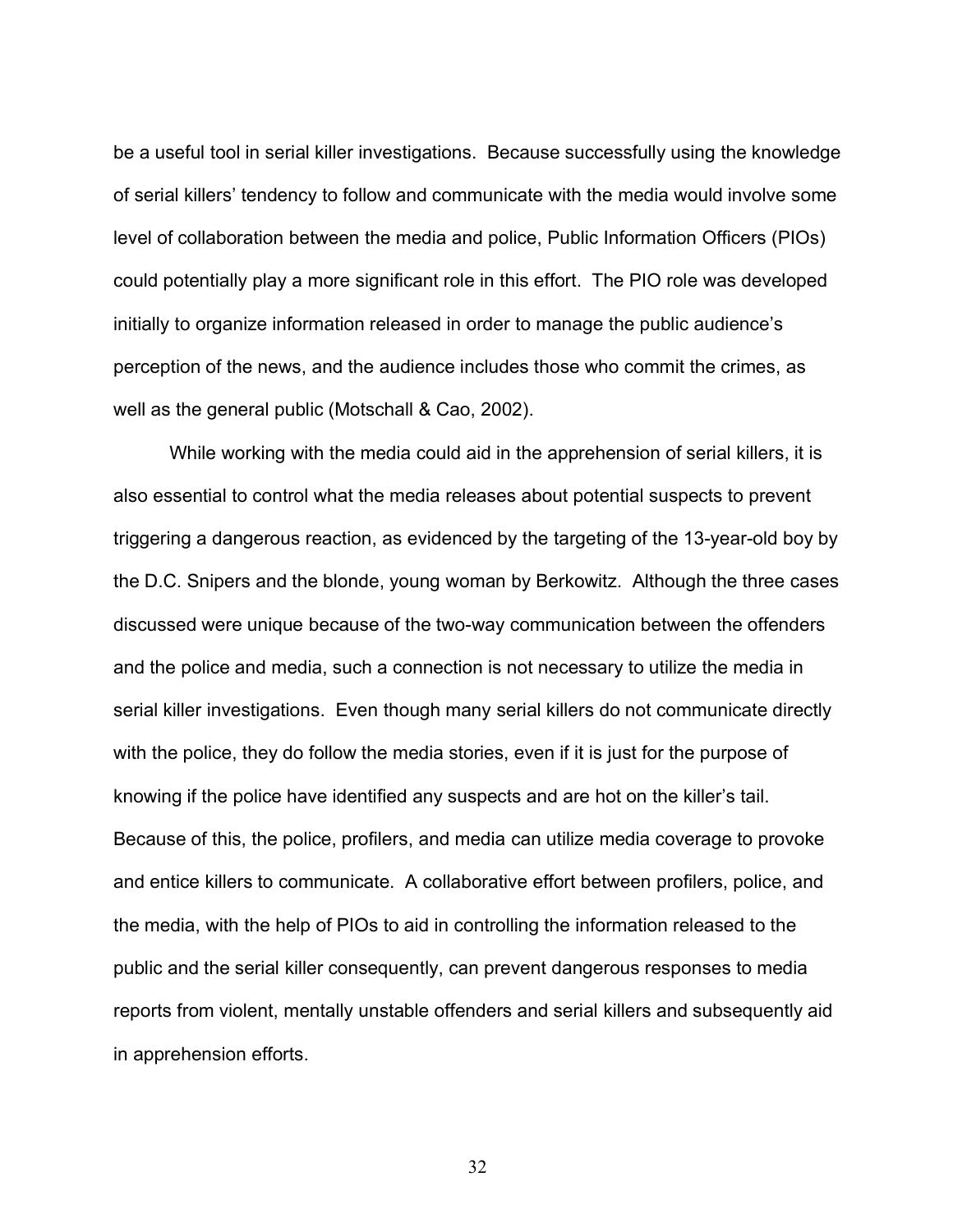be a useful tool in serial killer investigations. Because successfully using the knowledge of serial killers' tendency to follow and communicate with the media would involve some level of collaboration between the media and police, Public Information Officers (PIOs) could potentially play a more significant role in this effort. The PIO role was developed initially to organize information released in order to manage the public audience's perception of the news, and the audience includes those who commit the crimes, as well as the general public (Motschall & Cao, 2002).

While working with the media could aid in the apprehension of serial killers, it is also essential to control what the media releases about potential suspects to prevent triggering a dangerous reaction, as evidenced by the targeting of the 13-year-old boy by the D.C. Snipers and the blonde, young woman by Berkowitz. Although the three cases discussed were unique because of the two-way communication between the offenders and the police and media, such a connection is not necessary to utilize the media in serial killer investigations. Even though many serial killers do not communicate directly with the police, they do follow the media stories, even if it is just for the purpose of knowing if the police have identified any suspects and are hot on the killer's tail. Because of this, the police, profilers, and media can utilize media coverage to provoke and entice killers to communicate. A collaborative effort between profilers, police, and the media, with the help of PIOs to aid in controlling the information released to the public and the serial killer consequently, can prevent dangerous responses to media reports from violent, mentally unstable offenders and serial killers and subsequently aid in apprehension efforts.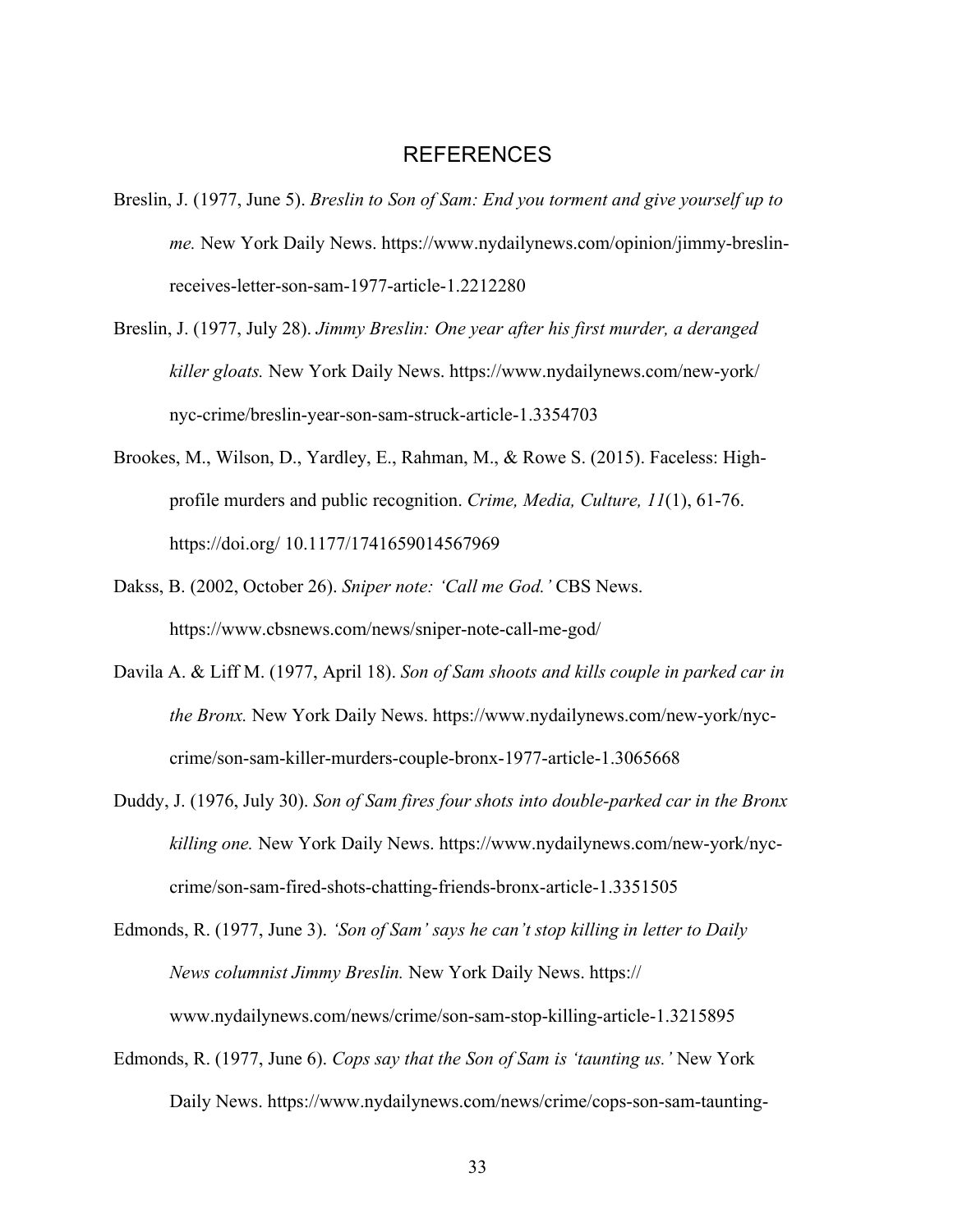# REFERENCES

Breslin, J. (1977, June 5). *Breslin to Son of Sam: End you torment and give yourself up to me.* New York Daily News. https://www.nydailynews.com/opinion/jimmy-breslin-receives-letter-son-sam-1977-article-1.2212280

Breslin, J. (1977, July 28). *Jimmy Breslin: One year after his first murder, a deranged killer gloats.* New York Daily News. https://www.nydailynews.com/new-york/nyc-crime/breslin-year-son-sam-struck-article-1.3354703

Brookes, M., Wilson, D., Yardley, E., Rahman, M., & Rowe S. (2015). Faceless: High-profile murders and public recognition. *Crime, Media, Culture, 11*(1), 61-76. https://doi.org/ 10.1177/1741659014567969

Dakss, B. (2002, October 26). *Sniper note: 'Call me God.'* CBS News. https://www.cbsnews.com/news/sniper-note-call-me-god/

Davila A. & Liff M. (1977, April 18). *Son of Sam shoots and kills couple in parked car in the Bronx.* New York Daily News. https://www.nydailynews.com/new-york/nyc-crime/son-sam-killer-murders-couple-bronx-1977-article-1.3065668

Duddy, J. (1976, July 30). *Son of Sam fires four shots into double-parked car in the Bronx killing one.* New York Daily News. https://www.nydailynews.com/new-york/nyc-crime/son-sam-fired-shots-chatting-friends-bronx-article-1.3351505

Edmonds, R. (1977, June 3). *'Son of Sam' says he can't stop killing in letter to Daily News columnist Jimmy Breslin.* New York Daily News. https://www.nydailynews.com/news/crime/son-sam-stop-killing-article-1.3215895

Edmonds, R. (1977, June 6). *Cops say that the Son of Sam is 'taunting us.'* New York Daily News. https://www.nydailynews.com/news/crime/cops-son-sam-taunting-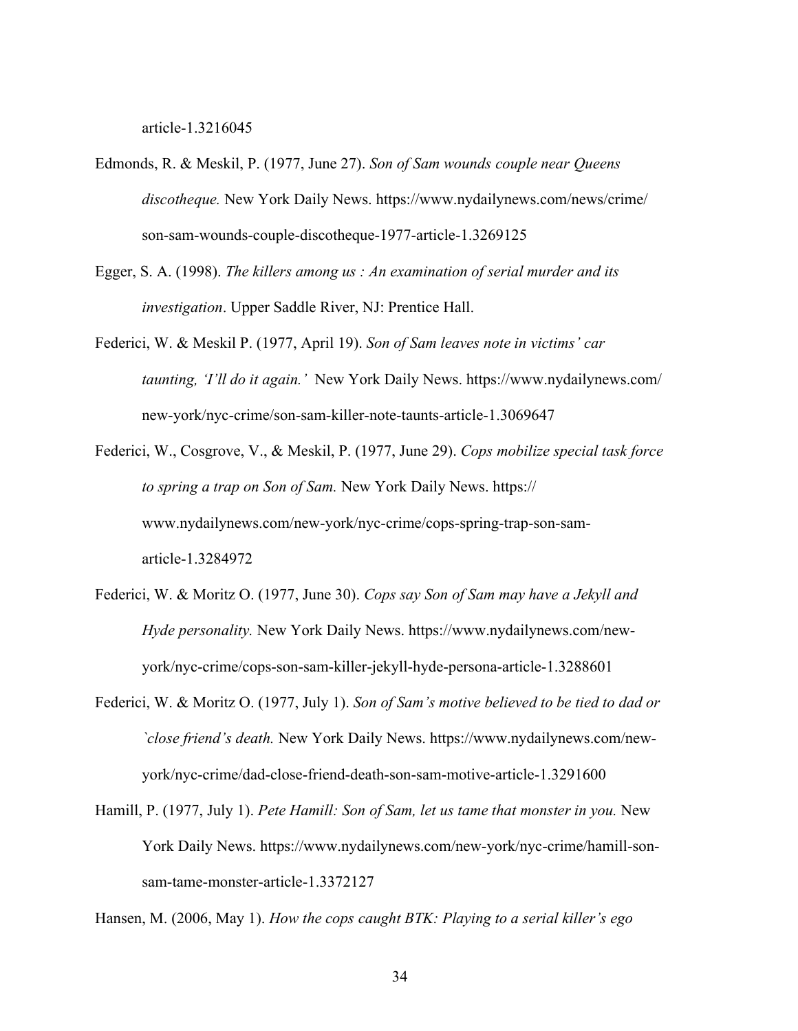article-1.3216045

Edmonds, R. & Meskil, P. (1977, June 27). *Son of Sam wounds couple near Queens discotheque.* New York Daily News. https://www.nydailynews.com/news/crime/son-sam-wounds-couple-discotheque-1977-article-1.3269125

Egger, S. A. (1998). *The killers among us : An examination of serial murder and its investigation*. Upper Saddle River, NJ: Prentice Hall.

Federici, W. & Meskil P. (1977, April 19). *Son of Sam leaves note in victims' car taunting, 'I'll do it again.'* New York Daily News. https://www.nydailynews.com/new-york/nyc-crime/son-sam-killer-note-taunts-article-1.3069647

Federici, W., Cosgrove, V., & Meskil, P. (1977, June 29). *Cops mobilize special task force to spring a trap on Son of Sam.* New York Daily News. https://www.nydailynews.com/new-york/nyc-crime/cops-spring-trap-son-sam-article-1.3284972

Federici, W. & Moritz O. (1977, June 30). *Cops say Son of Sam may have a Jekyll and Hyde personality.* New York Daily News. https://www.nydailynews.com/new-york/nyc-crime/cops-son-sam-killer-jekyll-hyde-persona-article-1.3288601

Federici, W. & Moritz O. (1977, July 1). *Son of Sam's motive believed to be tied to dad or `close friend's death.* New York Daily News. https://www.nydailynews.com/new-york/nyc-crime/dad-close-friend-death-son-sam-motive-article-1.3291600

Hamill, P. (1977, July 1). *Pete Hamill: Son of Sam, let us tame that monster in you.* New York Daily News. https://www.nydailynews.com/new-york/nyc-crime/hamill-son-sam-tame-monster-article-1.3372127

Hansen, M. (2006, May 1). *How the cops caught BTK: Playing to a serial killer's ego*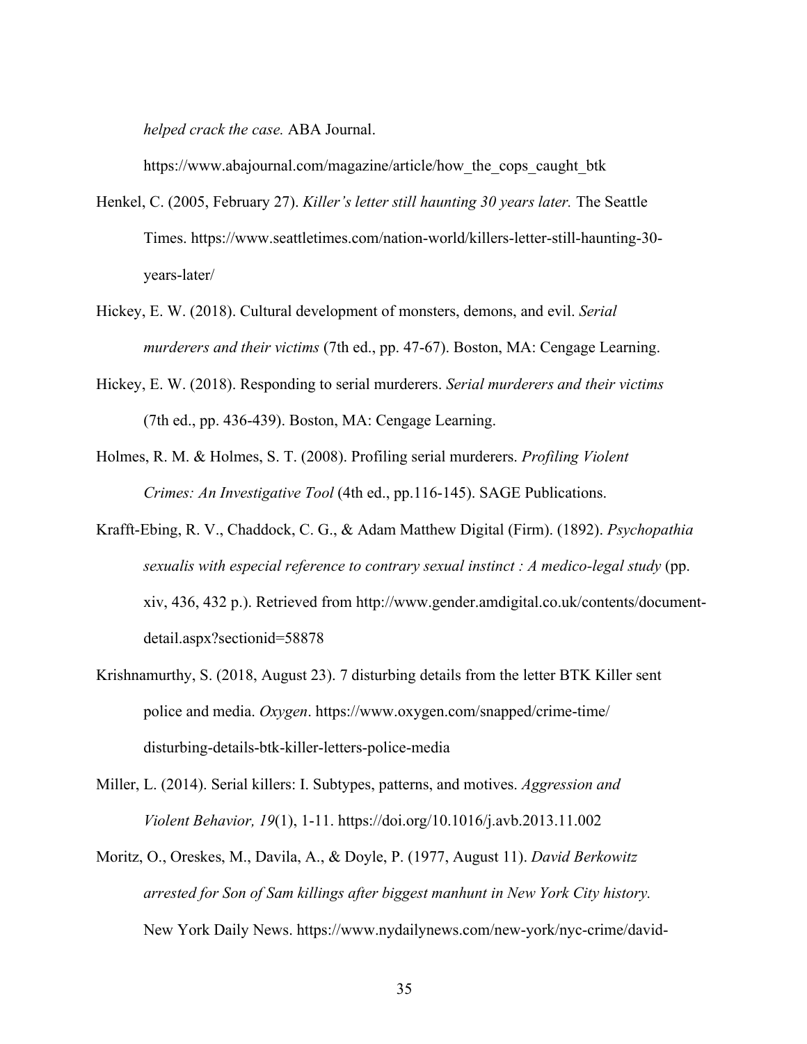*helped crack the case.* ABA Journal. https://www.abajournal.com/magazine/article/how_the_cops_caught_btk

Henkel, C. (2005, February 27). *Killer's letter still haunting 30 years later.* The Seattle Times. https://www.seattletimes.com/nation-world/killers-letter-still-haunting-30-years-later/

Hickey, E. W. (2018). Cultural development of monsters, demons, and evil. *Serial murderers and their victims* (7th ed., pp. 47-67). Boston, MA: Cengage Learning.

Hickey, E. W. (2018). Responding to serial murderers. *Serial murderers and their victims* (7th ed., pp. 436-439). Boston, MA: Cengage Learning.

Holmes, R. M. & Holmes, S. T. (2008). Profiling serial murderers. *Profiling Violent Crimes: An Investigative Tool* (4th ed., pp.116-145). SAGE Publications.

Krafft-Ebing, R. V., Chaddock, C. G., & Adam Matthew Digital (Firm). (1892). *Psychopathia sexualis with especial reference to contrary sexual instinct : A medico-legal study* (pp. xiv, 436, 432 p.). Retrieved from http://www.gender.amdigital.co.uk/contents/document-detail.aspx?sectionid=58878

Krishnamurthy, S. (2018, August 23). 7 disturbing details from the letter BTK Killer sent police and media. *Oxygen*. https://www.oxygen.com/snapped/crime-time/disturbing-details-btk-killer-letters-police-media

Miller, L. (2014). Serial killers: I. Subtypes, patterns, and motives. *Aggression and Violent Behavior, 19*(1), 1-11. https://doi.org/10.1016/j.avb.2013.11.002

Moritz, O., Oreskes, M., Davila, A., & Doyle, P. (1977, August 11). *David Berkowitz arrested for Son of Sam killings after biggest manhunt in New York City history.* New York Daily News. https://www.nydailynews.com/new-york/nyc-crime/david-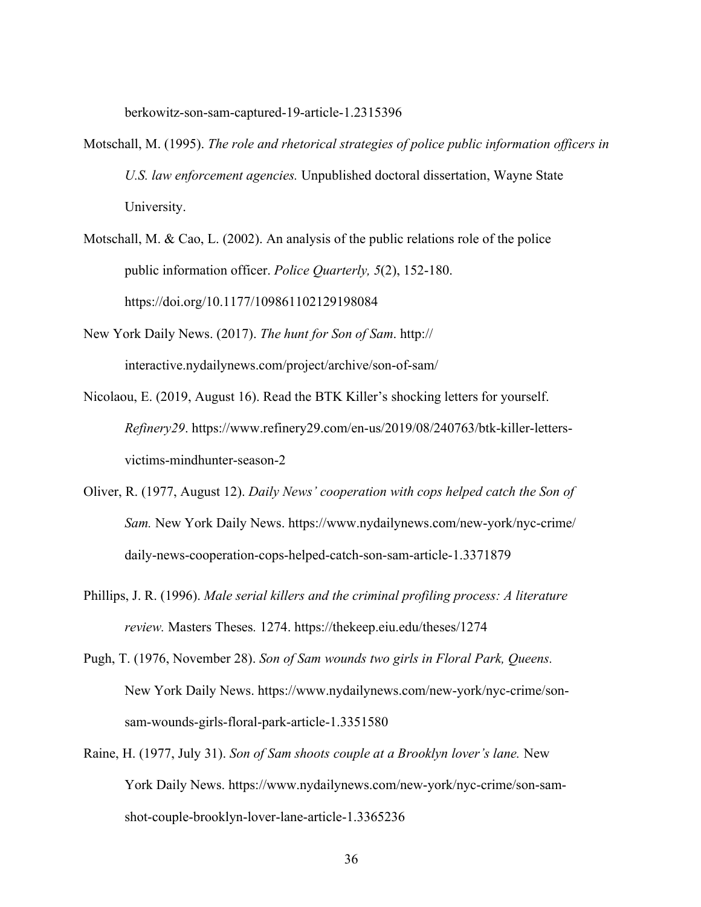berkowitz-son-sam-captured-19-article-1.2315396

Motschall, M. (1995). *The role and rhetorical strategies of police public information officers in U.S. law enforcement agencies.* Unpublished doctoral dissertation, Wayne State University.

Motschall, M. & Cao, L. (2002). An analysis of the public relations role of the police public information officer. *Police Quarterly, 5*(2), 152-180. https://doi.org/10.1177/109861102129198084

New York Daily News. (2017). *The hunt for Son of Sam*. http:// interactive.nydailynews.com/project/archive/son-of-sam/

Nicolaou, E. (2019, August 16). Read the BTK Killer's shocking letters for yourself. *Refinery29*. https://www.refinery29.com/en-us/2019/08/240763/btk-killer-letters-victims-mindhunter-season-2

Oliver, R. (1977, August 12). *Daily News' cooperation with cops helped catch the Son of Sam.* New York Daily News. https://www.nydailynews.com/new-york/nyc-crime/ daily-news-cooperation-cops-helped-catch-son-sam-article-1.3371879

Phillips, J. R. (1996). *Male serial killers and the criminal profiling process: A literature review.* Masters Theses*.* 1274. https://thekeep.eiu.edu/theses/1274

Pugh, T. (1976, November 28). *Son of Sam wounds two girls in Floral Park, Queens*. New York Daily News. https://www.nydailynews.com/new-york/nyc-crime/son-sam-wounds-girls-floral-park-article-1.3351580

Raine, H. (1977, July 31). *Son of Sam shoots couple at a Brooklyn lover's lane.* New York Daily News. https://www.nydailynews.com/new-york/nyc-crime/son-sam-shot-couple-brooklyn-lover-lane-article-1.3365236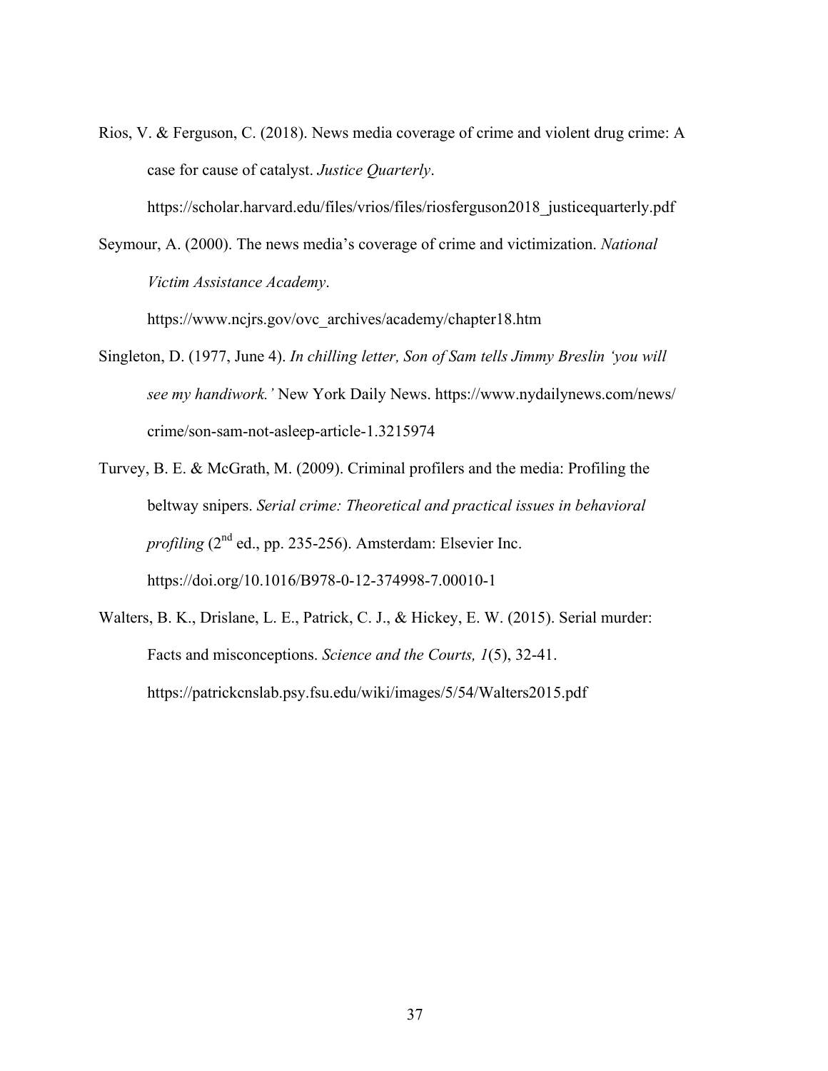Rios, V. & Ferguson, C. (2018). News media coverage of crime and violent drug crime: A case for cause of catalyst. *Justice Quarterly*. https://scholar.harvard.edu/files/vrios/files/riosferguson2018_justicequarterly.pdf

Seymour, A. (2000). The news media's coverage of crime and victimization. *National Victim Assistance Academy*. https://www.ncjrs.gov/ovc_archives/academy/chapter18.htm

Singleton, D. (1977, June 4). *In chilling letter, Son of Sam tells Jimmy Breslin 'you will see my handiwork.'* New York Daily News. https://www.nydailynews.com/news/crime/son-sam-not-asleep-article-1.3215974

Turvey, B. E. & McGrath, M. (2009). Criminal profilers and the media: Profiling the beltway snipers. *Serial crime: Theoretical and practical issues in behavioral profiling* (2nd ed., pp. 235-256). Amsterdam: Elsevier Inc. https://doi.org/10.1016/B978-0-12-374998-7.00010-1

Walters, B. K., Drislane, L. E., Patrick, C. J., & Hickey, E. W. (2015). Serial murder: Facts and misconceptions. *Science and the Courts, 1*(5), 32-41. https://patrickcnslab.psy.fsu.edu/wiki/images/5/54/Walters2015.pdf